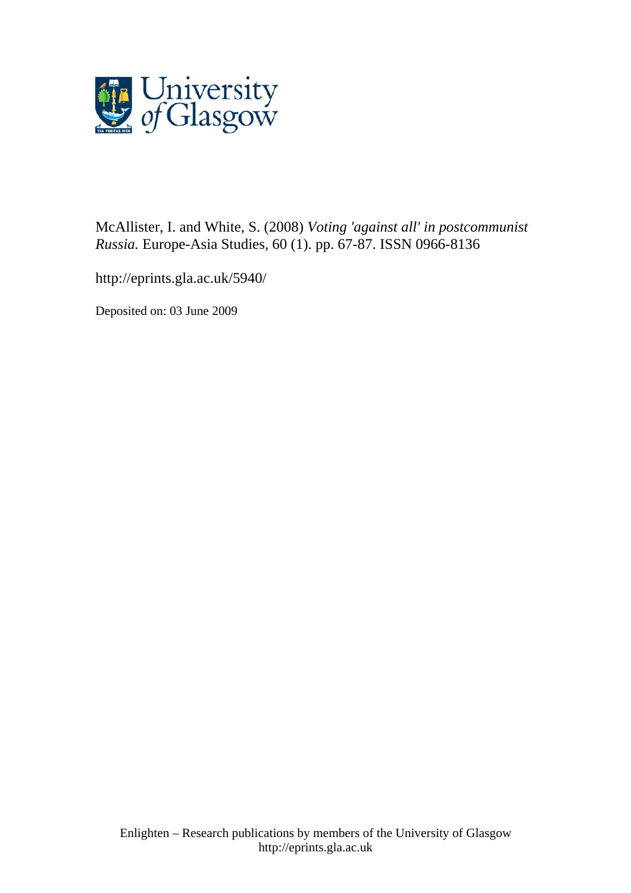McAllister, I. and White, S. (2008) *Voting 'against all' in postcommunist Russia.* Europe-Asia Studies, 60 (1). pp. 67-87. ISSN 0966-8136

http://eprints.gla.ac.uk/5940/

Deposited on: 03 June 2009

Enlighten – Research publications by members of the University of Glasgow
http://eprints.gla.ac.uk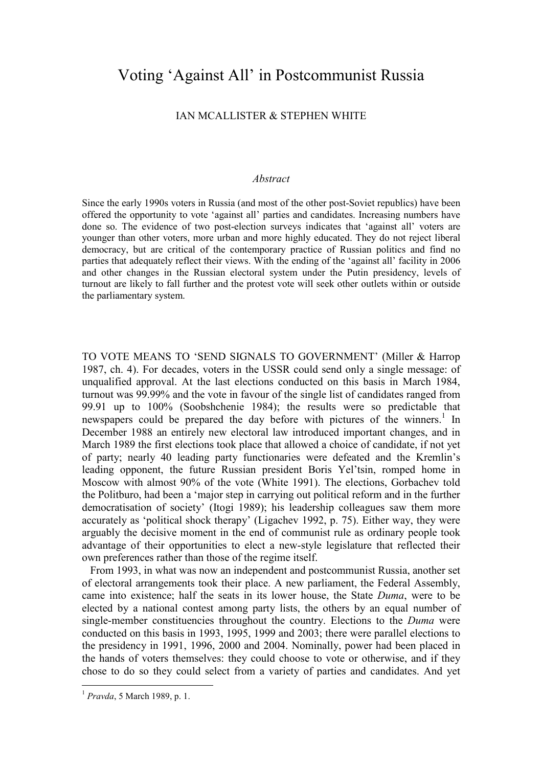# Voting 'Against All' in Postcommunist Russia

IAN MCALLISTER & STEPHEN WHITE

*Abstract*

Since the early 1990s voters in Russia (and most of the other post-Soviet republics) have been offered the opportunity to vote 'against all' parties and candidates. Increasing numbers have done so. The evidence of two post-election surveys indicates that 'against all' voters are younger than other voters, more urban and more highly educated. They do not reject liberal democracy, but are critical of the contemporary practice of Russian politics and find no parties that adequately reflect their views. With the ending of the 'against all' facility in 2006 and other changes in the Russian electoral system under the Putin presidency, levels of turnout are likely to fall further and the protest vote will seek other outlets within or outside the parliamentary system.

TO VOTE MEANS TO 'SEND SIGNALS TO GOVERNMENT' (Miller & Harrop 1987, ch. 4). For decades, voters in the USSR could send only a single message: of unqualified approval. At the last elections conducted on this basis in March 1984, turnout was 99.99% and the vote in favour of the single list of candidates ranged from 99.91 up to 100% (Soobshchenie 1984); the results were so predictable that newspapers could be prepared the day before with pictures of the winners.[1] In December 1988 an entirely new electoral law introduced important changes, and in March 1989 the first elections took place that allowed a choice of candidate, if not yet of party; nearly 40 leading party functionaries were defeated and the Kremlin's leading opponent, the future Russian president Boris Yel'tsin, romped home in Moscow with almost 90% of the vote (White 1991). The elections, Gorbachev told the Politburo, had been a 'major step in carrying out political reform and in the further democratisation of society' (Itogi 1989); his leadership colleagues saw them more accurately as 'political shock therapy' (Ligachev 1992, p. 75). Either way, they were arguably the decisive moment in the end of communist rule as ordinary people took advantage of their opportunities to elect a new-style legislature that reflected their own preferences rather than those of the regime itself.

From 1993, in what was now an independent and postcommunist Russia, another set of electoral arrangements took their place. A new parliament, the Federal Assembly, came into existence; half the seats in its lower house, the State *Duma*, were to be elected by a national contest among party lists, the others by an equal number of single-member constituencies throughout the country. Elections to the *Duma* were conducted on this basis in 1993, 1995, 1999 and 2003; there were parallel elections to the presidency in 1991, 1996, 2000 and 2004. Nominally, power had been placed in the hands of voters themselves: they could choose to vote or otherwise, and if they chose to do so they could select from a variety of parties and candidates. And yet

[1] *Pravda*, 5 March 1989, p. 1.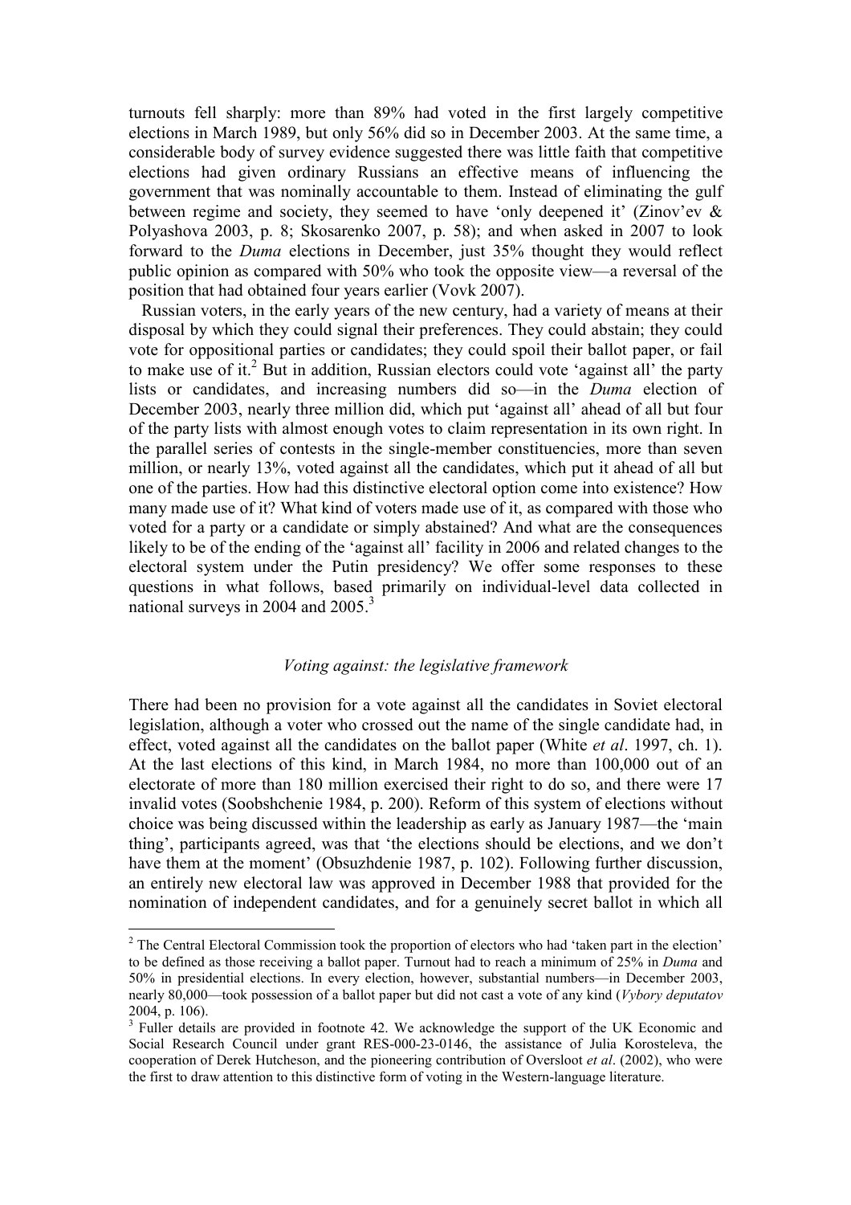turnouts fell sharply: more than 89% had voted in the first largely competitive elections in March 1989, but only 56% did so in December 2003. At the same time, a considerable body of survey evidence suggested there was little faith that competitive elections had given ordinary Russians an effective means of influencing the government that was nominally accountable to them. Instead of eliminating the gulf between regime and society, they seemed to have 'only deepened it' (Zinov'ev & Polyashova 2003, p. 8; Skosarenko 2007, p. 58); and when asked in 2007 to look forward to the *Duma* elections in December, just 35% thought they would reflect public opinion as compared with 50% who took the opposite view—a reversal of the position that had obtained four years earlier (Vovk 2007).

Russian voters, in the early years of the new century, had a variety of means at their disposal by which they could signal their preferences. They could abstain; they could vote for oppositional parties or candidates; they could spoil their ballot paper, or fail to make use of it.[2] But in addition, Russian electors could vote 'against all' the party lists or candidates, and increasing numbers did so—in the *Duma* election of December 2003, nearly three million did, which put 'against all' ahead of all but four of the party lists with almost enough votes to claim representation in its own right. In the parallel series of contests in the single-member constituencies, more than seven million, or nearly 13%, voted against all the candidates, which put it ahead of all but one of the parties. How had this distinctive electoral option come into existence? How many made use of it? What kind of voters made use of it, as compared with those who voted for a party or a candidate or simply abstained? And what are the consequences likely to be of the ending of the 'against all' facility in 2006 and related changes to the electoral system under the Putin presidency? We offer some responses to these questions in what follows, based primarily on individual-level data collected in national surveys in 2004 and 2005.[3]

### *Voting against: the legislative framework*

There had been no provision for a vote against all the candidates in Soviet electoral legislation, although a voter who crossed out the name of the single candidate had, in effect, voted against all the candidates on the ballot paper (White *et al*. 1997, ch. 1). At the last elections of this kind, in March 1984, no more than 100,000 out of an electorate of more than 180 million exercised their right to do so, and there were 17 invalid votes (Soobshchenie 1984, p. 200). Reform of this system of elections without choice was being discussed within the leadership as early as January 1987—the 'main thing', participants agreed, was that 'the elections should be elections, and we don't have them at the moment' (Obsuzhdenie 1987, p. 102). Following further discussion, an entirely new electoral law was approved in December 1988 that provided for the nomination of independent candidates, and for a genuinely secret ballot in which all

---

[2] The Central Electoral Commission took the proportion of electors who had 'taken part in the election' to be defined as those receiving a ballot paper. Turnout had to reach a minimum of 25% in *Duma* and 50% in presidential elections. In every election, however, substantial numbers—in December 2003, nearly 80,000—took possession of a ballot paper but did not cast a vote of any kind (*Vybory deputatov* 2004, p. 106).

[3] Fuller details are provided in footnote 42. We acknowledge the support of the UK Economic and Social Research Council under grant RES-000-23-0146, the assistance of Julia Korosteleva, the cooperation of Derek Hutcheson, and the pioneering contribution of Oversloot *et al*. (2002), who were the first to draw attention to this distinctive form of voting in the Western-language literature.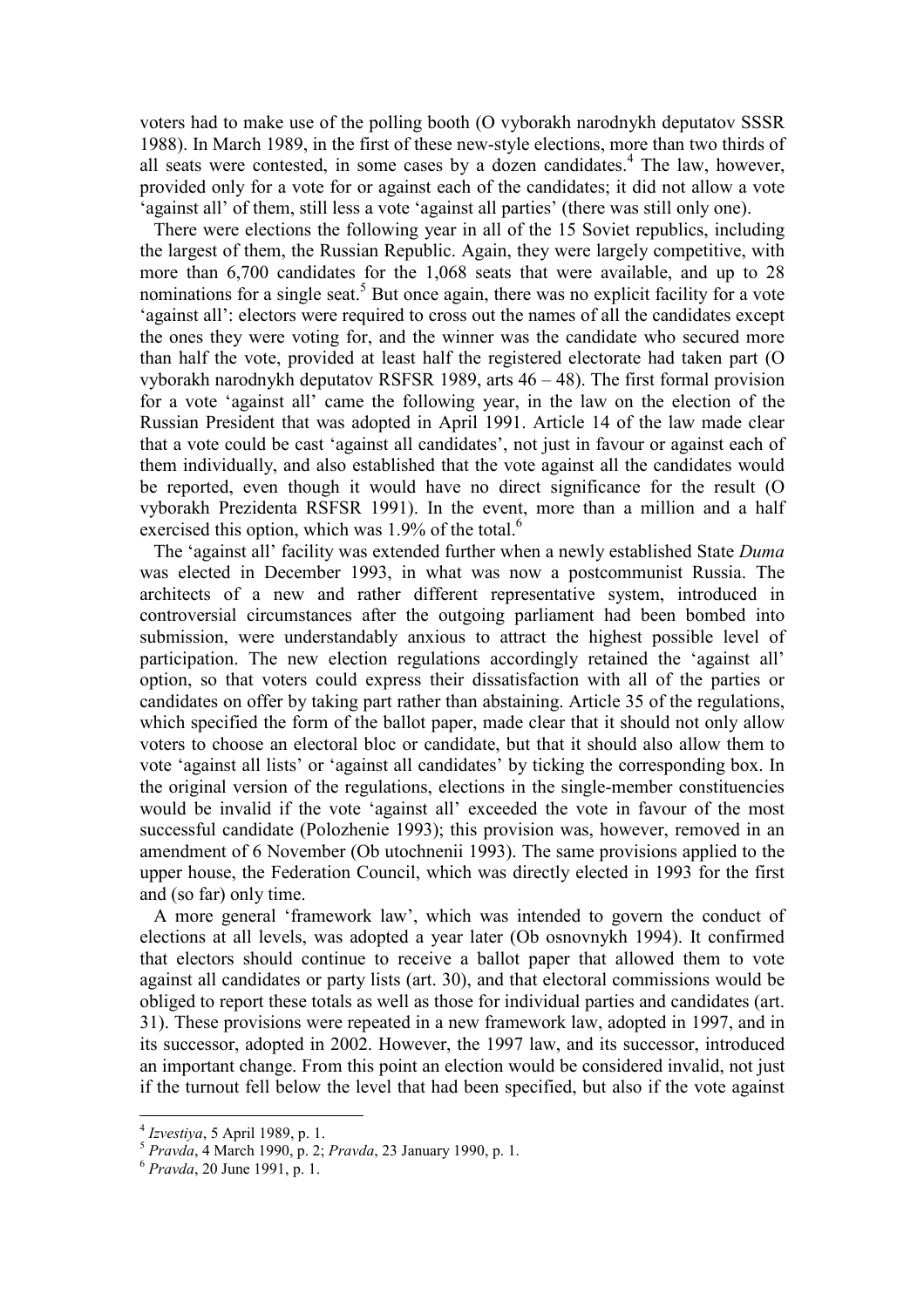voters had to make use of the polling booth (O vyborakh narodnykh deputatov SSSR 1988). In March 1989, in the first of these new-style elections, more than two thirds of all seats were contested, in some cases by a dozen candidates.[4] The law, however, provided only for a vote for or against each of the candidates; it did not allow a vote 'against all' of them, still less a vote 'against all parties' (there was still only one).

There were elections the following year in all of the 15 Soviet republics, including the largest of them, the Russian Republic. Again, they were largely competitive, with more than 6,700 candidates for the 1,068 seats that were available, and up to 28 nominations for a single seat.[5] But once again, there was no explicit facility for a vote 'against all': electors were required to cross out the names of all the candidates except the ones they were voting for, and the winner was the candidate who secured more than half the vote, provided at least half the registered electorate had taken part (O vyborakh narodnykh deputatov RSFSR 1989, arts 46 – 48). The first formal provision for a vote 'against all' came the following year, in the law on the election of the Russian President that was adopted in April 1991. Article 14 of the law made clear that a vote could be cast 'against all candidates', not just in favour or against each of them individually, and also established that the vote against all the candidates would be reported, even though it would have no direct significance for the result (O vyborakh Prezidenta RSFSR 1991). In the event, more than a million and a half exercised this option, which was 1.9% of the total.[6]

The 'against all' facility was extended further when a newly established State *Duma* was elected in December 1993, in what was now a postcommunist Russia. The architects of a new and rather different representative system, introduced in controversial circumstances after the outgoing parliament had been bombed into submission, were understandably anxious to attract the highest possible level of participation. The new election regulations accordingly retained the 'against all' option, so that voters could express their dissatisfaction with all of the parties or candidates on offer by taking part rather than abstaining. Article 35 of the regulations, which specified the form of the ballot paper, made clear that it should not only allow voters to choose an electoral bloc or candidate, but that it should also allow them to vote 'against all lists' or 'against all candidates' by ticking the corresponding box. In the original version of the regulations, elections in the single-member constituencies would be invalid if the vote 'against all' exceeded the vote in favour of the most successful candidate (Polozhenie 1993); this provision was, however, removed in an amendment of 6 November (Ob utochnenii 1993). The same provisions applied to the upper house, the Federation Council, which was directly elected in 1993 for the first and (so far) only time.

A more general 'framework law', which was intended to govern the conduct of elections at all levels, was adopted a year later (Ob osnovnykh 1994). It confirmed that electors should continue to receive a ballot paper that allowed them to vote against all candidates or party lists (art. 30), and that electoral commissions would be obliged to report these totals as well as those for individual parties and candidates (art. 31). These provisions were repeated in a new framework law, adopted in 1997, and in its successor, adopted in 2002. However, the 1997 law, and its successor, introduced an important change. From this point an election would be considered invalid, not just if the turnout fell below the level that had been specified, but also if the vote against

---

[4] *Izvestiya*, 5 April 1989, p. 1.

[5] *Pravda*, 4 March 1990, p. 2; *Pravda*, 23 January 1990, p. 1.

[6] *Pravda*, 20 June 1991, p. 1.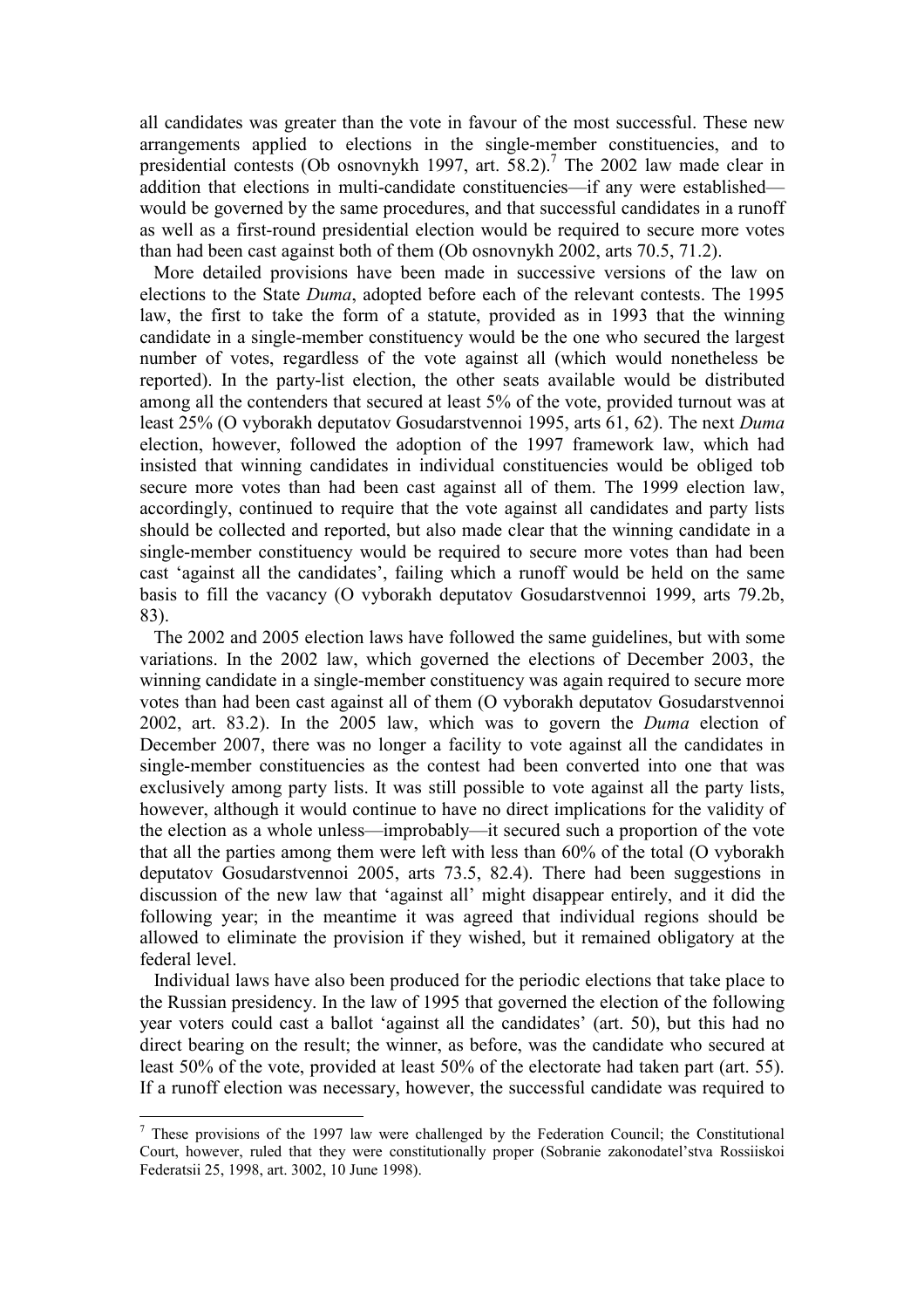all candidates was greater than the vote in favour of the most successful. These new arrangements applied to elections in the single-member constituencies, and to presidential contests (Ob osnovnykh 1997, art. 58.2).[7] The 2002 law made clear in addition that elections in multi-candidate constituencies—if any were established—would be governed by the same procedures, and that successful candidates in a runoff as well as a first-round presidential election would be required to secure more votes than had been cast against both of them (Ob osnovnykh 2002, arts 70.5, 71.2).

More detailed provisions have been made in successive versions of the law on elections to the State *Duma*, adopted before each of the relevant contests. The 1995 law, the first to take the form of a statute, provided as in 1993 that the winning candidate in a single-member constituency would be the one who secured the largest number of votes, regardless of the vote against all (which would nonetheless be reported). In the party-list election, the other seats available would be distributed among all the contenders that secured at least 5% of the vote, provided turnout was at least 25% (O vyborakh deputatov Gosudarstvennoi 1995, arts 61, 62). The next *Duma* election, however, followed the adoption of the 1997 framework law, which had insisted that winning candidates in individual constituencies would be obliged tob secure more votes than had been cast against all of them. The 1999 election law, accordingly, continued to require that the vote against all candidates and party lists should be collected and reported, but also made clear that the winning candidate in a single-member constituency would be required to secure more votes than had been cast 'against all the candidates', failing which a runoff would be held on the same basis to fill the vacancy (O vyborakh deputatov Gosudarstvennoi 1999, arts 79.2b, 83).

The 2002 and 2005 election laws have followed the same guidelines, but with some variations. In the 2002 law, which governed the elections of December 2003, the winning candidate in a single-member constituency was again required to secure more votes than had been cast against all of them (O vyborakh deputatov Gosudarstvennoi 2002, art. 83.2). In the 2005 law, which was to govern the *Duma* election of December 2007, there was no longer a facility to vote against all the candidates in single-member constituencies as the contest had been converted into one that was exclusively among party lists. It was still possible to vote against all the party lists, however, although it would continue to have no direct implications for the validity of the election as a whole unless—improbably—it secured such a proportion of the vote that all the parties among them were left with less than 60% of the total (O vyborakh deputatov Gosudarstvennoi 2005, arts 73.5, 82.4). There had been suggestions in discussion of the new law that 'against all' might disappear entirely, and it did the following year; in the meantime it was agreed that individual regions should be allowed to eliminate the provision if they wished, but it remained obligatory at the federal level.

Individual laws have also been produced for the periodic elections that take place to the Russian presidency. In the law of 1995 that governed the election of the following year voters could cast a ballot 'against all the candidates' (art. 50), but this had no direct bearing on the result; the winner, as before, was the candidate who secured at least 50% of the vote, provided at least 50% of the electorate had taken part (art. 55). If a runoff election was necessary, however, the successful candidate was required to

[7] These provisions of the 1997 law were challenged by the Federation Council; the Constitutional Court, however, ruled that they were constitutionally proper (Sobranie zakonodatel'stva Rossiiskoi Federatsii 25, 1998, art. 3002, 10 June 1998).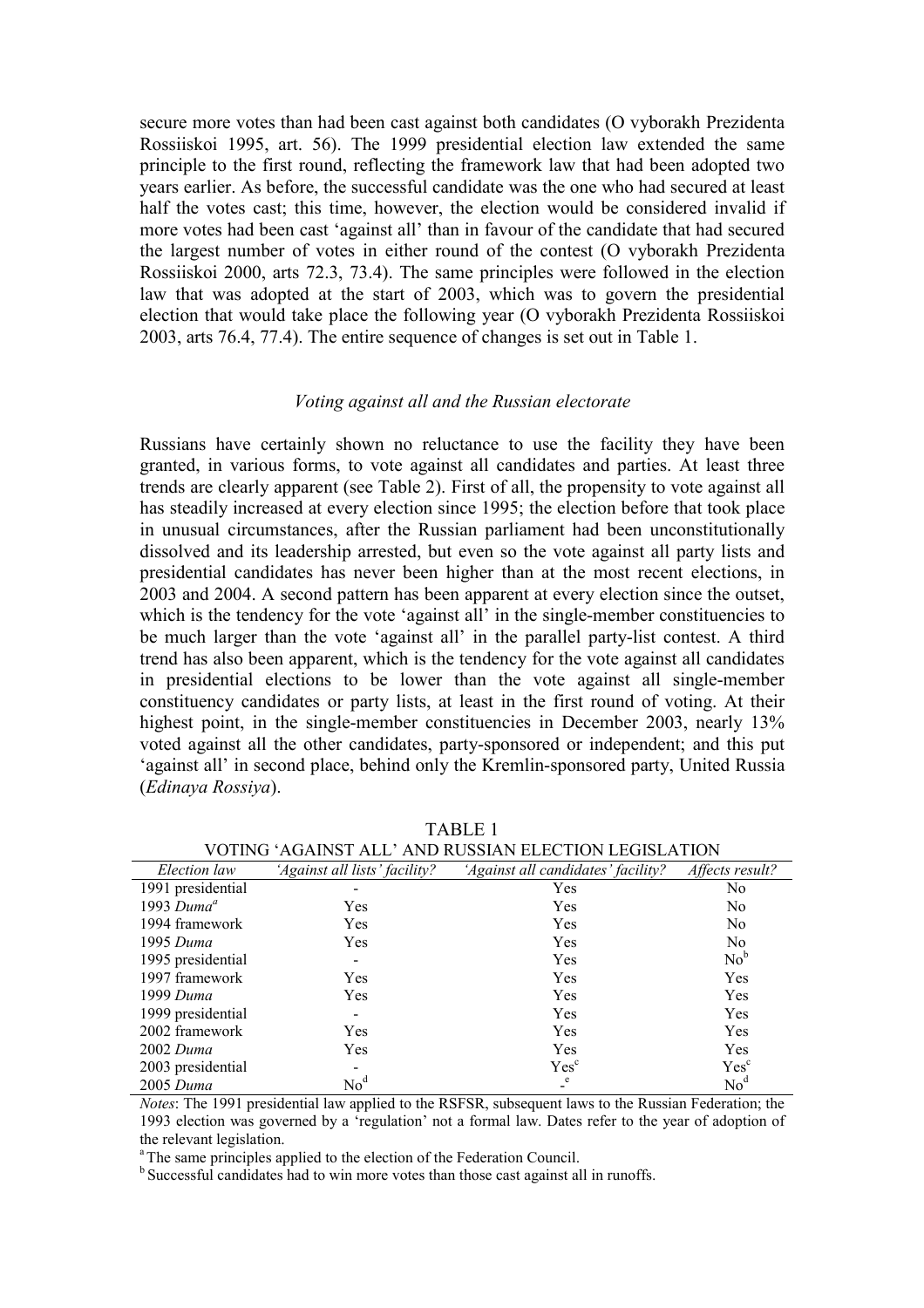secure more votes than had been cast against both candidates (O vyborakh Prezidenta Rossiiskoi 1995, art. 56). The 1999 presidential election law extended the same principle to the first round, reflecting the framework law that had been adopted two years earlier. As before, the successful candidate was the one who had secured at least half the votes cast; this time, however, the election would be considered invalid if more votes had been cast 'against all' than in favour of the candidate that had secured the largest number of votes in either round of the contest (O vyborakh Prezidenta Rossiiskoi 2000, arts 72.3, 73.4). The same principles were followed in the election law that was adopted at the start of 2003, which was to govern the presidential election that would take place the following year (O vyborakh Prezidenta Rossiiskoi 2003, arts 76.4, 77.4). The entire sequence of changes is set out in Table 1.

### *Voting against all and the Russian electorate*

Russians have certainly shown no reluctance to use the facility they have been granted, in various forms, to vote against all candidates and parties. At least three trends are clearly apparent (see Table 2). First of all, the propensity to vote against all has steadily increased at every election since 1995; the election before that took place in unusual circumstances, after the Russian parliament had been unconstitutionally dissolved and its leadership arrested, but even so the vote against all party lists and presidential candidates has never been higher than at the most recent elections, in 2003 and 2004. A second pattern has been apparent at every election since the outset, which is the tendency for the vote 'against all' in the single-member constituencies to be much larger than the vote 'against all' in the parallel party-list contest. A third trend has also been apparent, which is the tendency for the vote against all candidates in presidential elections to be lower than the vote against all single-member constituency candidates or party lists, at least in the first round of voting. At their highest point, in the single-member constituencies in December 2003, nearly 13% voted against all the other candidates, party-sponsored or independent; and this put 'against all' in second place, behind only the Kremlin-sponsored party, United Russia (*Edinaya Rossiya*).

TABLE 1
VOTING 'AGAINST ALL' AND RUSSIAN ELECTION LEGISLATION

| *Election law* | *'Against all lists' facility?* | *'Against all candidates' facility?* | *Affects result?* |
|---|---|---|---|
| 1991 presidential | - | Yes | No |
| 1993 *Duma*[a] | Yes | Yes | No |
| 1994 framework | Yes | Yes | No |
| 1995 *Duma* | Yes | Yes | No |
| 1995 presidential | - | Yes | No[b] |
| 1997 framework | Yes | Yes | Yes |
| 1999 *Duma* | Yes | Yes | Yes |
| 1999 presidential | - | Yes | Yes |
| 2002 framework | Yes | Yes | Yes |
| 2002 *Duma* | Yes | Yes | Yes |
| 2003 presidential | - | Yes[c] | Yes[c] |
| 2005 *Duma* | No[d] | -[e] | No[d] |

*Notes*: The 1991 presidential law applied to the RSFSR, subsequent laws to the Russian Federation; the 1993 election was governed by a 'regulation' not a formal law. Dates refer to the year of adoption of the relevant legislation.

[a] The same principles applied to the election of the Federation Council.

[b] Successful candidates had to win more votes than those cast against all in runoffs.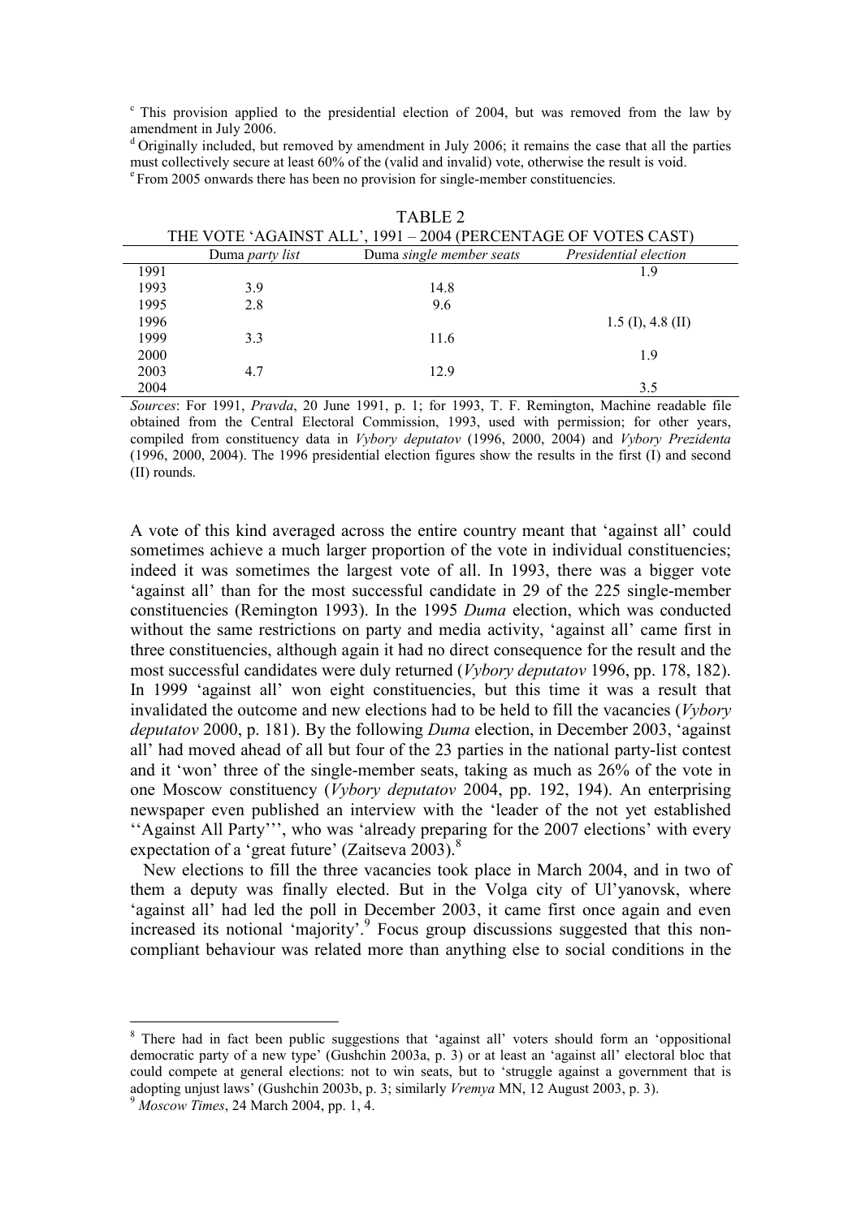[c] This provision applied to the presidential election of 2004, but was removed from the law by amendment in July 2006.

[d] Originally included, but removed by amendment in July 2006; it remains the case that all the parties must collectively secure at least 60% of the (valid and invalid) vote, otherwise the result is void.

[e] From 2005 onwards there has been no provision for single-member constituencies.

TABLE 2
THE VOTE 'AGAINST ALL', 1991 – 2004 (PERCENTAGE OF VOTES CAST)

| | Duma *party list* | Duma *single member seats* | *Presidential election* |
|---|---|---|---|
| 1991 | | | 1.9 |
| 1993 | 3.9 | 14.8 | |
| 1995 | 2.8 | 9.6 | |
| 1996 | | | 1.5 (I), 4.8 (II) |
| 1999 | 3.3 | 11.6 | |
| 2000 | | | 1.9 |
| 2003 | 4.7 | 12.9 | |
| 2004 | | | 3.5 |

*Sources*: For 1991, *Pravda*, 20 June 1991, p. 1; for 1993, T. F. Remington, Machine readable file obtained from the Central Electoral Commission, 1993, used with permission; for other years, compiled from constituency data in *Vybory deputatov* (1996, 2000, 2004) and *Vybory Prezidenta* (1996, 2000, 2004). The 1996 presidential election figures show the results in the first (I) and second (II) rounds.

A vote of this kind averaged across the entire country meant that 'against all' could sometimes achieve a much larger proportion of the vote in individual constituencies; indeed it was sometimes the largest vote of all. In 1993, there was a bigger vote 'against all' than for the most successful candidate in 29 of the 225 single-member constituencies (Remington 1993). In the 1995 *Duma* election, which was conducted without the same restrictions on party and media activity, 'against all' came first in three constituencies, although again it had no direct consequence for the result and the most successful candidates were duly returned (*Vybory deputatov* 1996, pp. 178, 182). In 1999 'against all' won eight constituencies, but this time it was a result that invalidated the outcome and new elections had to be held to fill the vacancies (*Vybory deputatov* 2000, p. 181). By the following *Duma* election, in December 2003, 'against all' had moved ahead of all but four of the 23 parties in the national party-list contest and it 'won' three of the single-member seats, taking as much as 26% of the vote in one Moscow constituency (*Vybory deputatov* 2004, pp. 192, 194). An enterprising newspaper even published an interview with the 'leader of the not yet established ''Against All Party''', who was 'already preparing for the 2007 elections' with every expectation of a 'great future' (Zaitseva 2003).[8]

New elections to fill the three vacancies took place in March 2004, and in two of them a deputy was finally elected. But in the Volga city of Ul'yanovsk, where 'against all' had led the poll in December 2003, it came first once again and even increased its notional 'majority'.[9] Focus group discussions suggested that this non-compliant behaviour was related more than anything else to social conditions in the

[8] There had in fact been public suggestions that 'against all' voters should form an 'oppositional democratic party of a new type' (Gushchin 2003a, p. 3) or at least an 'against all' electoral bloc that could compete at general elections: not to win seats, but to 'struggle against a government that is adopting unjust laws' (Gushchin 2003b, p. 3; similarly *Vremya* MN, 12 August 2003, p. 3).

[9] *Moscow Times*, 24 March 2004, pp. 1, 4.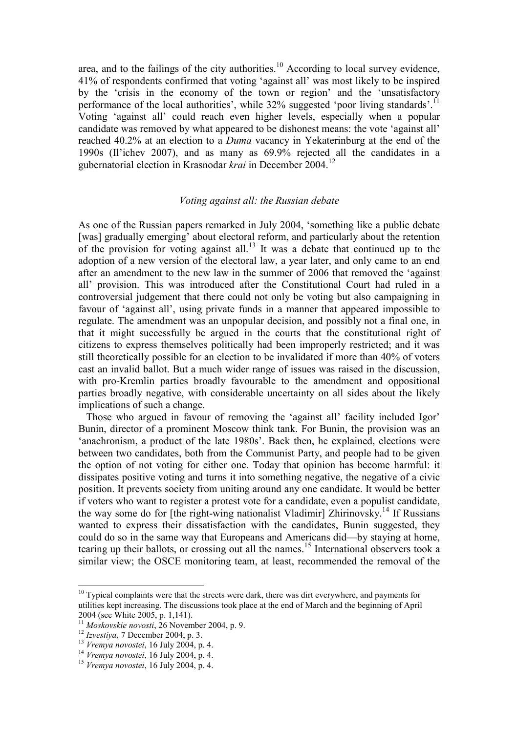area, and to the failings of the city authorities.[10] According to local survey evidence, 41% of respondents confirmed that voting 'against all' was most likely to be inspired by the 'crisis in the economy of the town or region' and the 'unsatisfactory performance of the local authorities', while 32% suggested 'poor living standards'.[11] Voting 'against all' could reach even higher levels, especially when a popular candidate was removed by what appeared to be dishonest means: the vote 'against all' reached 40.2% at an election to a *Duma* vacancy in Yekaterinburg at the end of the 1990s (Il'ichev 2007), and as many as 69.9% rejected all the candidates in a gubernatorial election in Krasnodar *krai* in December 2004.[12]

### *Voting against all: the Russian debate*

As one of the Russian papers remarked in July 2004, 'something like a public debate [was] gradually emerging' about electoral reform, and particularly about the retention of the provision for voting against all.[13] It was a debate that continued up to the adoption of a new version of the electoral law, a year later, and only came to an end after an amendment to the new law in the summer of 2006 that removed the 'against all' provision. This was introduced after the Constitutional Court had ruled in a controversial judgement that there could not only be voting but also campaigning in favour of 'against all', using private funds in a manner that appeared impossible to regulate. The amendment was an unpopular decision, and possibly not a final one, in that it might successfully be argued in the courts that the constitutional right of citizens to express themselves politically had been improperly restricted; and it was still theoretically possible for an election to be invalidated if more than 40% of voters cast an invalid ballot. But a much wider range of issues was raised in the discussion, with pro-Kremlin parties broadly favourable to the amendment and oppositional parties broadly negative, with considerable uncertainty on all sides about the likely implications of such a change.

Those who argued in favour of removing the 'against all' facility included Igor' Bunin, director of a prominent Moscow think tank. For Bunin, the provision was an 'anachronism, a product of the late 1980s'. Back then, he explained, elections were between two candidates, both from the Communist Party, and people had to be given the option of not voting for either one. Today that opinion has become harmful: it dissipates positive voting and turns it into something negative, the negative of a civic position. It prevents society from uniting around any one candidate. It would be better if voters who want to register a protest vote for a candidate, even a populist candidate, the way some do for [the right-wing nationalist Vladimir] Zhirinovsky.[14] If Russians wanted to express their dissatisfaction with the candidates, Bunin suggested, they could do so in the same way that Europeans and Americans did—by staying at home, tearing up their ballots, or crossing out all the names.[15] International observers took a similar view; the OSCE monitoring team, at least, recommended the removal of the

---

[10] Typical complaints were that the streets were dark, there was dirt everywhere, and payments for utilities kept increasing. The discussions took place at the end of March and the beginning of April 2004 (see White 2005, p. 1,141).

[11] *Moskovskie novosti*, 26 November 2004, p. 9.

[12] *Izvestiya*, 7 December 2004, p. 3.

[13] *Vremya novostei*, 16 July 2004, p. 4.

[14] *Vremya novostei*, 16 July 2004, p. 4.

[15] *Vremya novostei*, 16 July 2004, p. 4.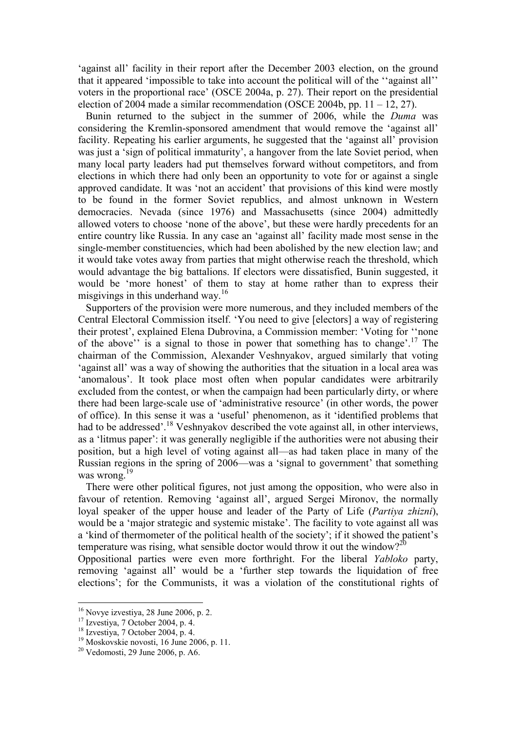'against all' facility in their report after the December 2003 election, on the ground that it appeared 'impossible to take into account the political will of the ''against all'' voters in the proportional race' (OSCE 2004a, p. 27). Their report on the presidential election of 2004 made a similar recommendation (OSCE 2004b, pp. 11 – 12, 27).

Bunin returned to the subject in the summer of 2006, while the *Duma* was considering the Kremlin-sponsored amendment that would remove the 'against all' facility. Repeating his earlier arguments, he suggested that the 'against all' provision was just a 'sign of political immaturity', a hangover from the late Soviet period, when many local party leaders had put themselves forward without competitors, and from elections in which there had only been an opportunity to vote for or against a single approved candidate. It was 'not an accident' that provisions of this kind were mostly to be found in the former Soviet republics, and almost unknown in Western democracies. Nevada (since 1976) and Massachusetts (since 2004) admittedly allowed voters to choose 'none of the above', but these were hardly precedents for an entire country like Russia. In any case an 'against all' facility made most sense in the single-member constituencies, which had been abolished by the new election law; and it would take votes away from parties that might otherwise reach the threshold, which would advantage the big battalions. If electors were dissatisfied, Bunin suggested, it would be 'more honest' of them to stay at home rather than to express their misgivings in this underhand way.[16]

Supporters of the provision were more numerous, and they included members of the Central Electoral Commission itself. 'You need to give [electors] a way of registering their protest', explained Elena Dubrovina, a Commission member: 'Voting for ''none of the above'' is a signal to those in power that something has to change'.[17] The chairman of the Commission, Alexander Veshnyakov, argued similarly that voting 'against all' was a way of showing the authorities that the situation in a local area was 'anomalous'. It took place most often when popular candidates were arbitrarily excluded from the contest, or when the campaign had been particularly dirty, or where there had been large-scale use of 'administrative resource' (in other words, the power of office). In this sense it was a 'useful' phenomenon, as it 'identified problems that had to be addressed'.[18] Veshnyakov described the vote against all, in other interviews, as a 'litmus paper': it was generally negligible if the authorities were not abusing their position, but a high level of voting against all—as had taken place in many of the Russian regions in the spring of 2006—was a 'signal to government' that something was wrong.[19]

There were other political figures, not just among the opposition, who were also in favour of retention. Removing 'against all', argued Sergei Mironov, the normally loyal speaker of the upper house and leader of the Party of Life (*Partiya zhizni*), would be a 'major strategic and systemic mistake'. The facility to vote against all was a 'kind of thermometer of the political health of the society'; if it showed the patient's temperature was rising, what sensible doctor would throw it out the window?[20]

Oppositional parties were even more forthright. For the liberal *Yabloko* party, removing 'against all' would be a 'further step towards the liquidation of free elections'; for the Communists, it was a violation of the constitutional rights of

---

[16] Novye izvestiya, 28 June 2006, p. 2.

[17] Izvestiya, 7 October 2004, p. 4.

[18] Izvestiya, 7 October 2004, p. 4.

[19] Moskovskie novosti, 16 June 2006, p. 11.

[20] Vedomosti, 29 June 2006, p. A6.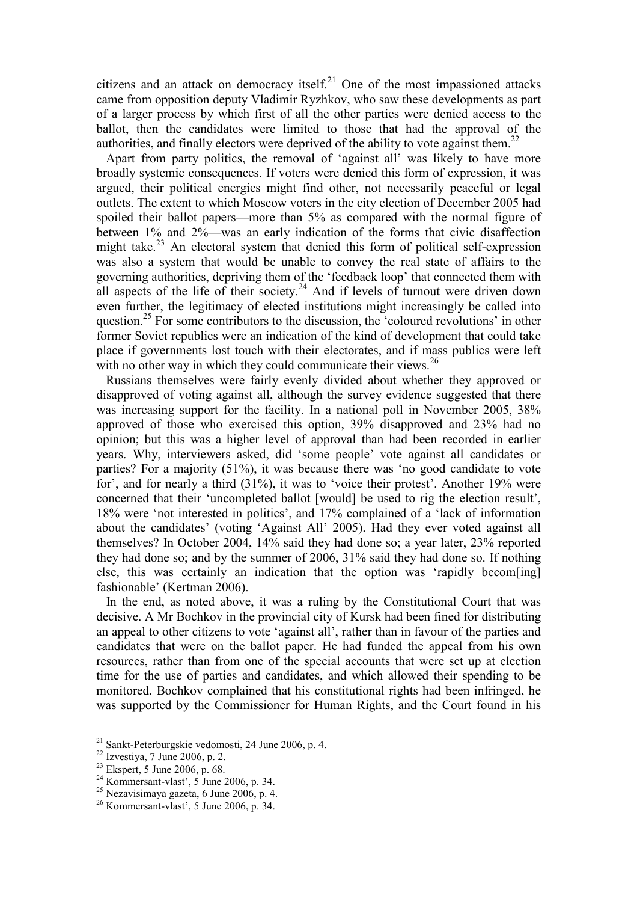citizens and an attack on democracy itself.[21] One of the most impassioned attacks came from opposition deputy Vladimir Ryzhkov, who saw these developments as part of a larger process by which first of all the other parties were denied access to the ballot, then the candidates were limited to those that had the approval of the authorities, and finally electors were deprived of the ability to vote against them.[22]

Apart from party politics, the removal of 'against all' was likely to have more broadly systemic consequences. If voters were denied this form of expression, it was argued, their political energies might find other, not necessarily peaceful or legal outlets. The extent to which Moscow voters in the city election of December 2005 had spoiled their ballot papers—more than 5% as compared with the normal figure of between 1% and 2%—was an early indication of the forms that civic disaffection might take.[23] An electoral system that denied this form of political self-expression was also a system that would be unable to convey the real state of affairs to the governing authorities, depriving them of the 'feedback loop' that connected them with all aspects of the life of their society.[24] And if levels of turnout were driven down even further, the legitimacy of elected institutions might increasingly be called into question.[25] For some contributors to the discussion, the 'coloured revolutions' in other former Soviet republics were an indication of the kind of development that could take place if governments lost touch with their electorates, and if mass publics were left with no other way in which they could communicate their views.[26]

Russians themselves were fairly evenly divided about whether they approved or disapproved of voting against all, although the survey evidence suggested that there was increasing support for the facility. In a national poll in November 2005, 38% approved of those who exercised this option, 39% disapproved and 23% had no opinion; but this was a higher level of approval than had been recorded in earlier years. Why, interviewers asked, did 'some people' vote against all candidates or parties? For a majority (51%), it was because there was 'no good candidate to vote for', and for nearly a third (31%), it was to 'voice their protest'. Another 19% were concerned that their 'uncompleted ballot [would] be used to rig the election result', 18% were 'not interested in politics', and 17% complained of a 'lack of information about the candidates' (voting 'Against All' 2005). Had they ever voted against all themselves? In October 2004, 14% said they had done so; a year later, 23% reported they had done so; and by the summer of 2006, 31% said they had done so. If nothing else, this was certainly an indication that the option was 'rapidly becom[ing] fashionable' (Kertman 2006).

In the end, as noted above, it was a ruling by the Constitutional Court that was decisive. A Mr Bochkov in the provincial city of Kursk had been fined for distributing an appeal to other citizens to vote 'against all', rather than in favour of the parties and candidates that were on the ballot paper. He had funded the appeal from his own resources, rather than from one of the special accounts that were set up at election time for the use of parties and candidates, and which allowed their spending to be monitored. Bochkov complained that his constitutional rights had been infringed, he was supported by the Commissioner for Human Rights, and the Court found in his

[21] Sankt-Peterburgskie vedomosti, 24 June 2006, p. 4.

[22] Izvestiya, 7 June 2006, p. 2.

[23] Ekspert, 5 June 2006, p. 68.

[24] Kommersant-vlast', 5 June 2006, p. 34.

[25] Nezavisimaya gazeta, 6 June 2006, p. 4.

[26] Kommersant-vlast', 5 June 2006, p. 34.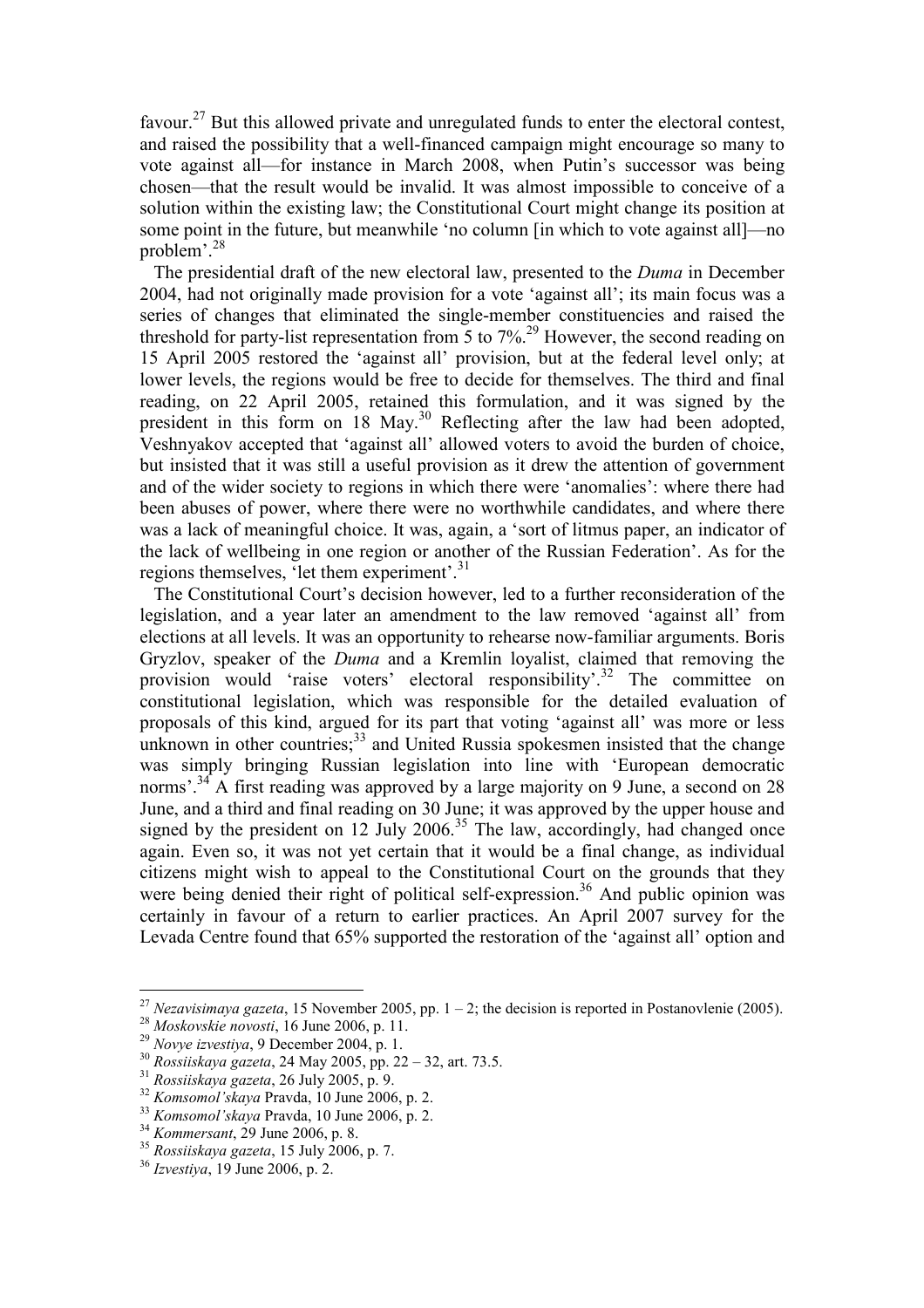favour.[27] But this allowed private and unregulated funds to enter the electoral contest, and raised the possibility that a well-financed campaign might encourage so many to vote against all—for instance in March 2008, when Putin's successor was being chosen—that the result would be invalid. It was almost impossible to conceive of a solution within the existing law; the Constitutional Court might change its position at some point in the future, but meanwhile 'no column [in which to vote against all]—no problem'.[28]

The presidential draft of the new electoral law, presented to the *Duma* in December 2004, had not originally made provision for a vote 'against all'; its main focus was a series of changes that eliminated the single-member constituencies and raised the threshold for party-list representation from 5 to 7%.[29] However, the second reading on 15 April 2005 restored the 'against all' provision, but at the federal level only; at lower levels, the regions would be free to decide for themselves. The third and final reading, on 22 April 2005, retained this formulation, and it was signed by the president in this form on 18 May.[30] Reflecting after the law had been adopted, Veshnyakov accepted that 'against all' allowed voters to avoid the burden of choice, but insisted that it was still a useful provision as it drew the attention of government and of the wider society to regions in which there were 'anomalies': where there had been abuses of power, where there were no worthwhile candidates, and where there was a lack of meaningful choice. It was, again, a 'sort of litmus paper, an indicator of the lack of wellbeing in one region or another of the Russian Federation'. As for the regions themselves, 'let them experiment'.[31]

The Constitutional Court's decision however, led to a further reconsideration of the legislation, and a year later an amendment to the law removed 'against all' from elections at all levels. It was an opportunity to rehearse now-familiar arguments. Boris Gryzlov, speaker of the *Duma* and a Kremlin loyalist, claimed that removing the provision would 'raise voters' electoral responsibility'.[32] The committee on constitutional legislation, which was responsible for the detailed evaluation of proposals of this kind, argued for its part that voting 'against all' was more or less unknown in other countries;[33] and United Russia spokesmen insisted that the change was simply bringing Russian legislation into line with 'European democratic norms'.[34] A first reading was approved by a large majority on 9 June, a second on 28 June, and a third and final reading on 30 June; it was approved by the upper house and signed by the president on 12 July 2006.[35] The law, accordingly, had changed once again. Even so, it was not yet certain that it would be a final change, as individual citizens might wish to appeal to the Constitutional Court on the grounds that they were being denied their right of political self-expression.[36] And public opinion was certainly in favour of a return to earlier practices. An April 2007 survey for the Levada Centre found that 65% supported the restoration of the 'against all' option and

---

[27] *Nezavisimaya gazeta*, 15 November 2005, pp. 1 – 2; the decision is reported in Postanovlenie (2005).

[28] *Moskovskie novosti*, 16 June 2006, p. 11.

[29] *Novye izvestiya*, 9 December 2004, p. 1.

[30] *Rossiiskaya gazeta*, 24 May 2005, pp. 22 – 32, art. 73.5.

[31] *Rossiiskaya gazeta*, 26 July 2005, p. 9.

[32] *Komsomol'skaya* Pravda, 10 June 2006, p. 2.

[33] *Komsomol'skaya* Pravda, 10 June 2006, p. 2.

[34] *Kommersant*, 29 June 2006, p. 8.

[35] *Rossiiskaya gazeta*, 15 July 2006, p. 7.

[36] *Izvestiya*, 19 June 2006, p. 2.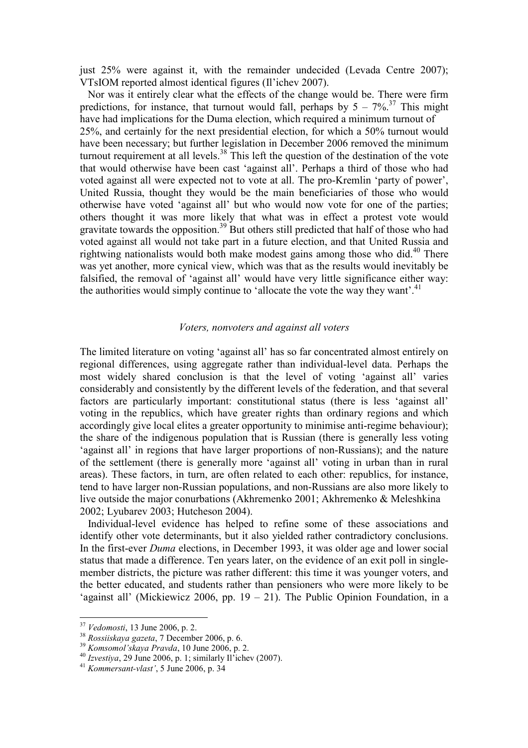just 25% were against it, with the remainder undecided (Levada Centre 2007); VTsIOM reported almost identical figures (Il'ichev 2007).

Nor was it entirely clear what the effects of the change would be. There were firm predictions, for instance, that turnout would fall, perhaps by 5 – 7%.[37] This might have had implications for the Duma election, which required a minimum turnout of 25%, and certainly for the next presidential election, for which a 50% turnout would have been necessary; but further legislation in December 2006 removed the minimum turnout requirement at all levels.[38] This left the question of the destination of the vote that would otherwise have been cast 'against all'. Perhaps a third of those who had voted against all were expected not to vote at all. The pro-Kremlin 'party of power', United Russia, thought they would be the main beneficiaries of those who would otherwise have voted 'against all' but who would now vote for one of the parties; others thought it was more likely that what was in effect a protest vote would gravitate towards the opposition.[39] But others still predicted that half of those who had voted against all would not take part in a future election, and that United Russia and rightwing nationalists would both make modest gains among those who did.[40] There was yet another, more cynical view, which was that as the results would inevitably be falsified, the removal of 'against all' would have very little significance either way: the authorities would simply continue to 'allocate the vote the way they want'.[41]

*Voters, nonvoters and against all voters*

The limited literature on voting 'against all' has so far concentrated almost entirely on regional differences, using aggregate rather than individual-level data. Perhaps the most widely shared conclusion is that the level of voting 'against all' varies considerably and consistently by the different levels of the federation, and that several factors are particularly important: constitutional status (there is less 'against all' voting in the republics, which have greater rights than ordinary regions and which accordingly give local elites a greater opportunity to minimise anti-regime behaviour); the share of the indigenous population that is Russian (there is generally less voting 'against all' in regions that have larger proportions of non-Russians); and the nature of the settlement (there is generally more 'against all' voting in urban than in rural areas). These factors, in turn, are often related to each other: republics, for instance, tend to have larger non-Russian populations, and non-Russians are also more likely to live outside the major conurbations (Akhremenko 2001; Akhremenko & Meleshkina 2002; Lyubarev 2003; Hutcheson 2004).

Individual-level evidence has helped to refine some of these associations and identify other vote determinants, but it also yielded rather contradictory conclusions. In the first-ever *Duma* elections, in December 1993, it was older age and lower social status that made a difference. Ten years later, on the evidence of an exit poll in single-member districts, the picture was rather different: this time it was younger voters, and the better educated, and students rather than pensioners who were more likely to be 'against all' (Mickiewicz 2006, pp. 19 – 21). The Public Opinion Foundation, in a

[37] *Vedomosti*, 13 June 2006, p. 2.
[38] *Rossiiskaya gazeta*, 7 December 2006, p. 6.
[39] *Komsomol'skaya Pravda*, 10 June 2006, p. 2.
[40] *Izvestiya*, 29 June 2006, p. 1; similarly Il'ichev (2007).
[41] *Kommersant-vlast'*, 5 June 2006, p. 34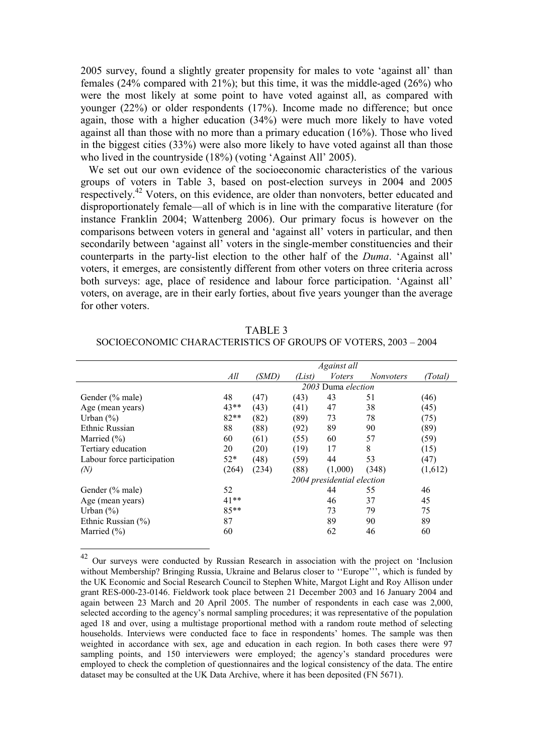2005 survey, found a slightly greater propensity for males to vote 'against all' than females (24% compared with 21%); but this time, it was the middle-aged (26%) who were the most likely at some point to have voted against all, as compared with younger (22%) or older respondents (17%). Income made no difference; but once again, those with a higher education (34%) were much more likely to have voted against all than those with no more than a primary education (16%). Those who lived in the biggest cities (33%) were also more likely to have voted against all than those who lived in the countryside (18%) (voting 'Against All' 2005).

We set out our own evidence of the socioeconomic characteristics of the various groups of voters in Table 3, based on post-election surveys in 2004 and 2005 respectively.[42] Voters, on this evidence, are older than nonvoters, better educated and disproportionately female—all of which is in line with the comparative literature (for instance Franklin 2004; Wattenberg 2006). Our primary focus is however on the comparisons between voters in general and 'against all' voters in particular, and then secondarily between 'against all' voters in the single-member constituencies and their counterparts in the party-list election to the other half of the *Duma*. 'Against all' voters, it emerges, are consistently different from other voters on three criteria across both surveys: age, place of residence and labour force participation. 'Against all' voters, on average, are in their early forties, about five years younger than the average for other voters.

TABLE 3
SOCIOECONOMIC CHARACTERISTICS OF GROUPS OF VOTERS, 2003 – 2004

| | *Against all* | | | | | |
|---|---|---|---|---|---|---|
| | *All* | *(SMD)* | *(List)* | *Voters* | *Nonvoters* | *(Total)* |
| | *2003 Duma election* | | | | | |
| Gender (% male) | 48 | (47) | (43) | 43 | 51 | (46) |
| Age (mean years) | 43** | (43) | (41) | 47 | 38 | (45) |
| Urban (%) | 82** | (82) | (89) | 73 | 78 | (75) |
| Ethnic Russian | 88 | (88) | (92) | 89 | 90 | (89) |
| Married (%) | 60 | (61) | (55) | 60 | 57 | (59) |
| Tertiary education | 20 | (20) | (19) | 17 | 8 | (15) |
| Labour force participation | 52* | (48) | (59) | 44 | 53 | (47) |
| *(N)* | (264) | (234) | (88) | (1,000) | (348) | (1,612) |
| | *2004 presidential election* | | | | | |
| Gender (% male) | 52 | | | 44 | 55 | 46 |
| Age (mean years) | 41** | | | 46 | 37 | 45 |
| Urban (%) | 85** | | | 73 | 79 | 75 |
| Ethnic Russian (%) | 87 | | | 89 | 90 | 89 |
| Married (%) | 60 | | | 62 | 46 | 60 |

[42] Our surveys were conducted by Russian Research in association with the project on 'Inclusion without Membership? Bringing Russia, Ukraine and Belarus closer to ''Europe''', which is funded by the UK Economic and Social Research Council to Stephen White, Margot Light and Roy Allison under grant RES-000-23-0146. Fieldwork took place between 21 December 2003 and 16 January 2004 and again between 23 March and 20 April 2005. The number of respondents in each case was 2,000, selected according to the agency's normal sampling procedures; it was representative of the population aged 18 and over, using a multistage proportional method with a random route method of selecting households. Interviews were conducted face to face in respondents' homes. The sample was then weighted in accordance with sex, age and education in each region. In both cases there were 97 sampling points, and 150 interviewers were employed; the agency's standard procedures were employed to check the completion of questionnaires and the logical consistency of the data. The entire dataset may be consulted at the UK Data Archive, where it has been deposited (FN 5671).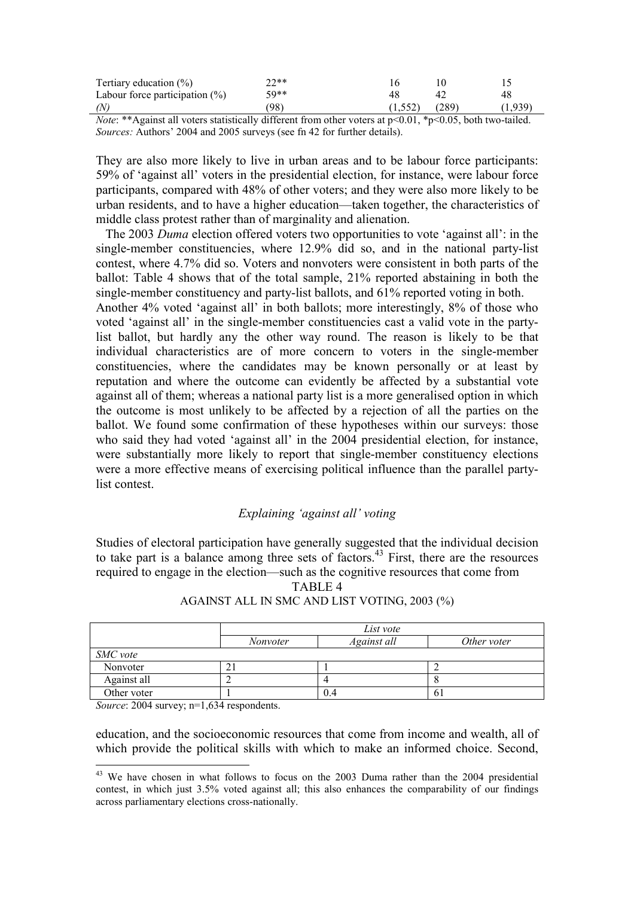| Tertiary education (%) | 22** | 16 | 10 | 15 |
|---|---|---|---|---|
| Labour force participation (%) | 59** | 48 | 42 | 48 |
| *(N)* | (98) | (1,552) | (289) | (1,939) |

*Note*: **Against all voters statistically different from other voters at $p<0.01$, *$p<0.05$, both two-tailed.
*Sources:* Authors' 2004 and 2005 surveys (see fn 42 for further details).

They are also more likely to live in urban areas and to be labour force participants: 59% of 'against all' voters in the presidential election, for instance, were labour force participants, compared with 48% of other voters; and they were also more likely to be urban residents, and to have a higher education—taken together, the characteristics of middle class protest rather than of marginality and alienation.

The 2003 *Duma* election offered voters two opportunities to vote 'against all': in the single-member constituencies, where 12.9% did so, and in the national party-list contest, where 4.7% did so. Voters and nonvoters were consistent in both parts of the ballot: Table 4 shows that of the total sample, 21% reported abstaining in both the single-member constituency and party-list ballots, and 61% reported voting in both. Another 4% voted 'against all' in both ballots; more interestingly, 8% of those who voted 'against all' in the single-member constituencies cast a valid vote in the party-list ballot, but hardly any the other way round. The reason is likely to be that individual characteristics are of more concern to voters in the single-member constituencies, where the candidates may be known personally or at least by reputation and where the outcome can evidently be affected by a substantial vote against all of them; whereas a national party list is a more generalised option in which the outcome is most unlikely to be affected by a rejection of all the parties on the ballot. We found some confirmation of these hypotheses within our surveys: those who said they had voted 'against all' in the 2004 presidential election, for instance, were substantially more likely to report that single-member constituency elections were a more effective means of exercising political influence than the parallel party-list contest.

### *Explaining 'against all' voting*

Studies of electoral participation have generally suggested that the individual decision to take part is a balance among three sets of factors.[43] First, there are the resources required to engage in the election—such as the cognitive resources that come from education, and the socioeconomic resources that come from income and wealth, all of which provide the political skills with which to make an informed choice. Second,

TABLE 4
AGAINST ALL IN SMC AND LIST VOTING, 2003 (%)

| | *List vote* | | |
|---|---|---|---|
| | *Nonvoter* | *Against all* | *Other voter* |
| *SMC vote* | | | |
| Nonvoter | 21 | 1 | 2 |
| Against all | 2 | 4 | 8 |
| Other voter | 1 | 0.4 | 61 |

*Source*: 2004 survey; n=1,634 respondents.

[43] We have chosen in what follows to focus on the 2003 Duma rather than the 2004 presidential contest, in which just 3.5% voted against all; this also enhances the comparability of our findings across parliamentary elections cross-nationally.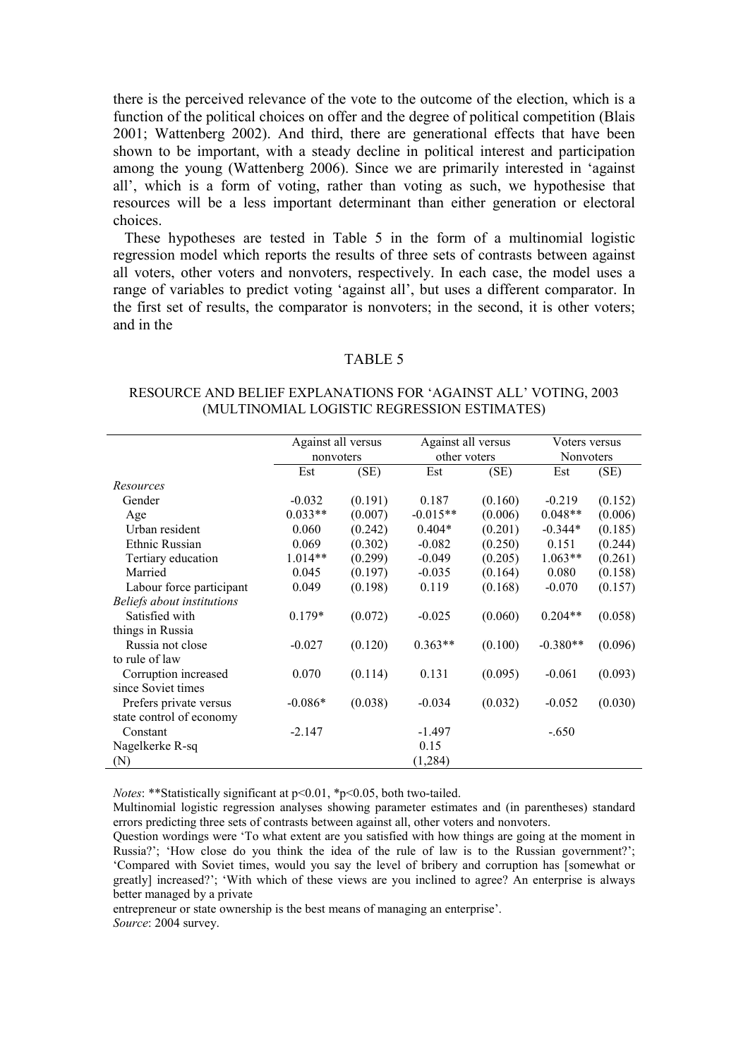there is the perceived relevance of the vote to the outcome of the election, which is a function of the political choices on offer and the degree of political competition (Blais 2001; Wattenberg 2002). And third, there are generational effects that have been shown to be important, with a steady decline in political interest and participation among the young (Wattenberg 2006). Since we are primarily interested in 'against all', which is a form of voting, rather than voting as such, we hypothesise that resources will be a less important determinant than either generation or electoral choices.

These hypotheses are tested in Table 5 in the form of a multinomial logistic regression model which reports the results of three sets of contrasts between against all voters, other voters and nonvoters, respectively. In each case, the model uses a range of variables to predict voting 'against all', but uses a different comparator. In the first set of results, the comparator is nonvoters; in the second, it is other voters; and in the

TABLE 5

RESOURCE AND BELIEF EXPLANATIONS FOR 'AGAINST ALL' VOTING, 2003 (MULTINOMIAL LOGISTIC REGRESSION ESTIMATES)

| | Against all versus nonvoters | | Against all versus other voters | | Voters versus Nonvoters | |
|---|---|---|---|---|---|---|
| | Est | (SE) | Est | (SE) | Est | (SE) |
| *Resources* | | | | | | |
| Gender | -0.032 | (0.191) | 0.187 | (0.160) | -0.219 | (0.152) |
| Age | 0.033** | (0.007) | -0.015** | (0.006) | 0.048** | (0.006) |
| Urban resident | 0.060 | (0.242) | 0.404* | (0.201) | -0.344* | (0.185) |
| Ethnic Russian | 0.069 | (0.302) | -0.082 | (0.250) | 0.151 | (0.244) |
| Tertiary education | 1.014** | (0.299) | -0.049 | (0.205) | 1.063** | (0.261) |
| Married | 0.045 | (0.197) | -0.035 | (0.164) | 0.080 | (0.158) |
| Labour force participant | 0.049 | (0.198) | 0.119 | (0.168) | -0.070 | (0.157) |
| *Beliefs about institutions* | | | | | | |
| Satisfied with things in Russia | 0.179* | (0.072) | -0.025 | (0.060) | 0.204** | (0.058) |
| Russia not close to rule of law | -0.027 | (0.120) | 0.363** | (0.100) | -0.380** | (0.096) |
| Corruption increased since Soviet times | 0.070 | (0.114) | 0.131 | (0.095) | -0.061 | (0.093) |
| Prefers private versus state control of economy | -0.086* | (0.038) | -0.034 | (0.032) | -0.052 | (0.030) |
| Constant | -2.147 | | -1.497 | | -.650 | |
| Nagelkerke R-sq | | | 0.15 | | | |
| (N) | | | (1,284) | | | |

*Notes*: **Statistically significant at $p<0.01$, *$p<0.05$, both two-tailed.

Multinomial logistic regression analyses showing parameter estimates and (in parentheses) standard errors predicting three sets of contrasts between against all, other voters and nonvoters.

Question wordings were 'To what extent are you satisfied with how things are going at the moment in Russia?'; 'How close do you think the idea of the rule of law is to the Russian government?'; 'Compared with Soviet times, would you say the level of bribery and corruption has [somewhat or greatly] increased?'; 'With which of these views are you inclined to agree? An enterprise is always better managed by a private entrepreneur or state ownership is the best means of managing an enterprise'.

*Source*: 2004 survey.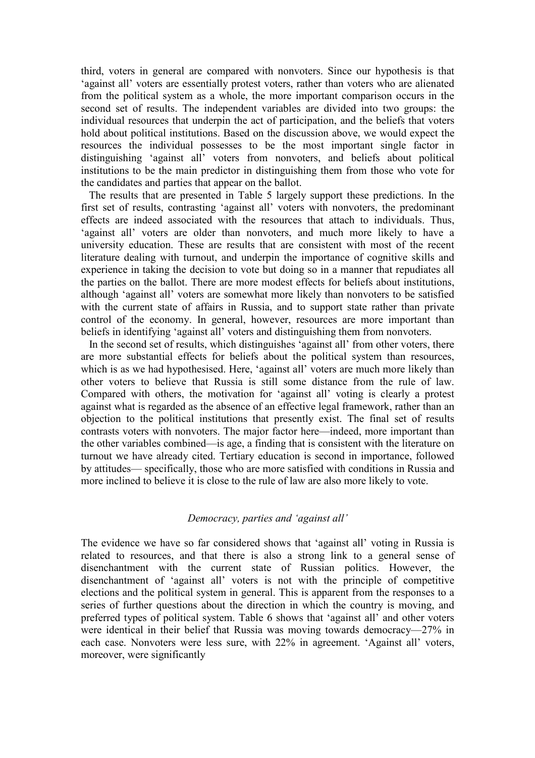third, voters in general are compared with nonvoters. Since our hypothesis is that 'against all' voters are essentially protest voters, rather than voters who are alienated from the political system as a whole, the more important comparison occurs in the second set of results. The independent variables are divided into two groups: the individual resources that underpin the act of participation, and the beliefs that voters hold about political institutions. Based on the discussion above, we would expect the resources the individual possesses to be the most important single factor in distinguishing 'against all' voters from nonvoters, and beliefs about political institutions to be the main predictor in distinguishing them from those who vote for the candidates and parties that appear on the ballot.

The results that are presented in Table 5 largely support these predictions. In the first set of results, contrasting 'against all' voters with nonvoters, the predominant effects are indeed associated with the resources that attach to individuals. Thus, 'against all' voters are older than nonvoters, and much more likely to have a university education. These are results that are consistent with most of the recent literature dealing with turnout, and underpin the importance of cognitive skills and experience in taking the decision to vote but doing so in a manner that repudiates all the parties on the ballot. There are more modest effects for beliefs about institutions, although 'against all' voters are somewhat more likely than nonvoters to be satisfied with the current state of affairs in Russia, and to support state rather than private control of the economy. In general, however, resources are more important than beliefs in identifying 'against all' voters and distinguishing them from nonvoters.

In the second set of results, which distinguishes 'against all' from other voters, there are more substantial effects for beliefs about the political system than resources, which is as we had hypothesised. Here, 'against all' voters are much more likely than other voters to believe that Russia is still some distance from the rule of law. Compared with others, the motivation for 'against all' voting is clearly a protest against what is regarded as the absence of an effective legal framework, rather than an objection to the political institutions that presently exist. The final set of results contrasts voters with nonvoters. The major factor here—indeed, more important than the other variables combined—is age, a finding that is consistent with the literature on turnout we have already cited. Tertiary education is second in importance, followed by attitudes— specifically, those who are more satisfied with conditions in Russia and more inclined to believe it is close to the rule of law are also more likely to vote.

### *Democracy, parties and 'against all'*

The evidence we have so far considered shows that 'against all' voting in Russia is related to resources, and that there is also a strong link to a general sense of disenchantment with the current state of Russian politics. However, the disenchantment of 'against all' voters is not with the principle of competitive elections and the political system in general. This is apparent from the responses to a series of further questions about the direction in which the country is moving, and preferred types of political system. Table 6 shows that 'against all' and other voters were identical in their belief that Russia was moving towards democracy—27% in each case. Nonvoters were less sure, with 22% in agreement. 'Against all' voters, moreover, were significantly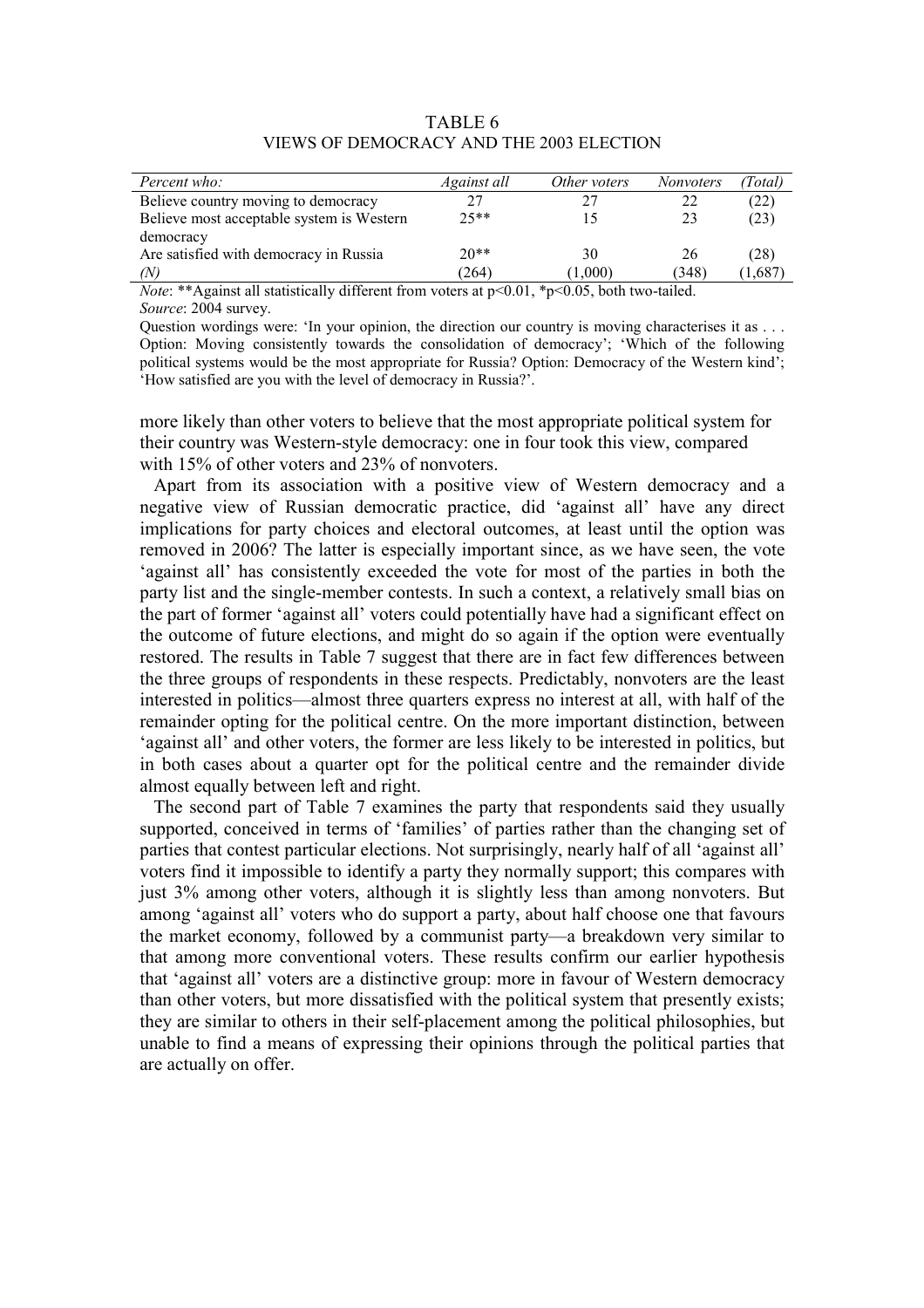TABLE 6
VIEWS OF DEMOCRACY AND THE 2003 ELECTION

| *Percent who:* | *Against all* | *Other voters* | *Nonvoters* | *(Total)* |
|---|---|---|---|---|
| Believe country moving to democracy | 27 | 27 | 22 | (22) |
| Believe most acceptable system is Western democracy | 25** | 15 | 23 | (23) |
| Are satisfied with democracy in Russia | 20** | 30 | 26 | (28) |
| *(N)* | (264) | (1,000) | (348) | (1,687) |

*Note*: **Against all statistically different from voters at $p<0.01$, *$p<0.05$, both two-tailed.
*Source*: 2004 survey.

Question wordings were: 'In your opinion, the direction our country is moving characterises it as . . . Option: Moving consistently towards the consolidation of democracy'; 'Which of the following political systems would be the most appropriate for Russia? Option: Democracy of the Western kind'; 'How satisfied are you with the level of democracy in Russia?'.

more likely than other voters to believe that the most appropriate political system for their country was Western-style democracy: one in four took this view, compared with 15% of other voters and 23% of nonvoters.

Apart from its association with a positive view of Western democracy and a negative view of Russian democratic practice, did 'against all' have any direct implications for party choices and electoral outcomes, at least until the option was removed in 2006? The latter is especially important since, as we have seen, the vote 'against all' has consistently exceeded the vote for most of the parties in both the party list and the single-member contests. In such a context, a relatively small bias on the part of former 'against all' voters could potentially have had a significant effect on the outcome of future elections, and might do so again if the option were eventually restored. The results in Table 7 suggest that there are in fact few differences between the three groups of respondents in these respects. Predictably, nonvoters are the least interested in politics—almost three quarters express no interest at all, with half of the remainder opting for the political centre. On the more important distinction, between 'against all' and other voters, the former are less likely to be interested in politics, but in both cases about a quarter opt for the political centre and the remainder divide almost equally between left and right.

The second part of Table 7 examines the party that respondents said they usually supported, conceived in terms of 'families' of parties rather than the changing set of parties that contest particular elections. Not surprisingly, nearly half of all 'against all' voters find it impossible to identify a party they normally support; this compares with just 3% among other voters, although it is slightly less than among nonvoters. But among 'against all' voters who do support a party, about half choose one that favours the market economy, followed by a communist party—a breakdown very similar to that among more conventional voters. These results confirm our earlier hypothesis that 'against all' voters are a distinctive group: more in favour of Western democracy than other voters, but more dissatisfied with the political system that presently exists; they are similar to others in their self-placement among the political philosophies, but unable to find a means of expressing their opinions through the political parties that are actually on offer.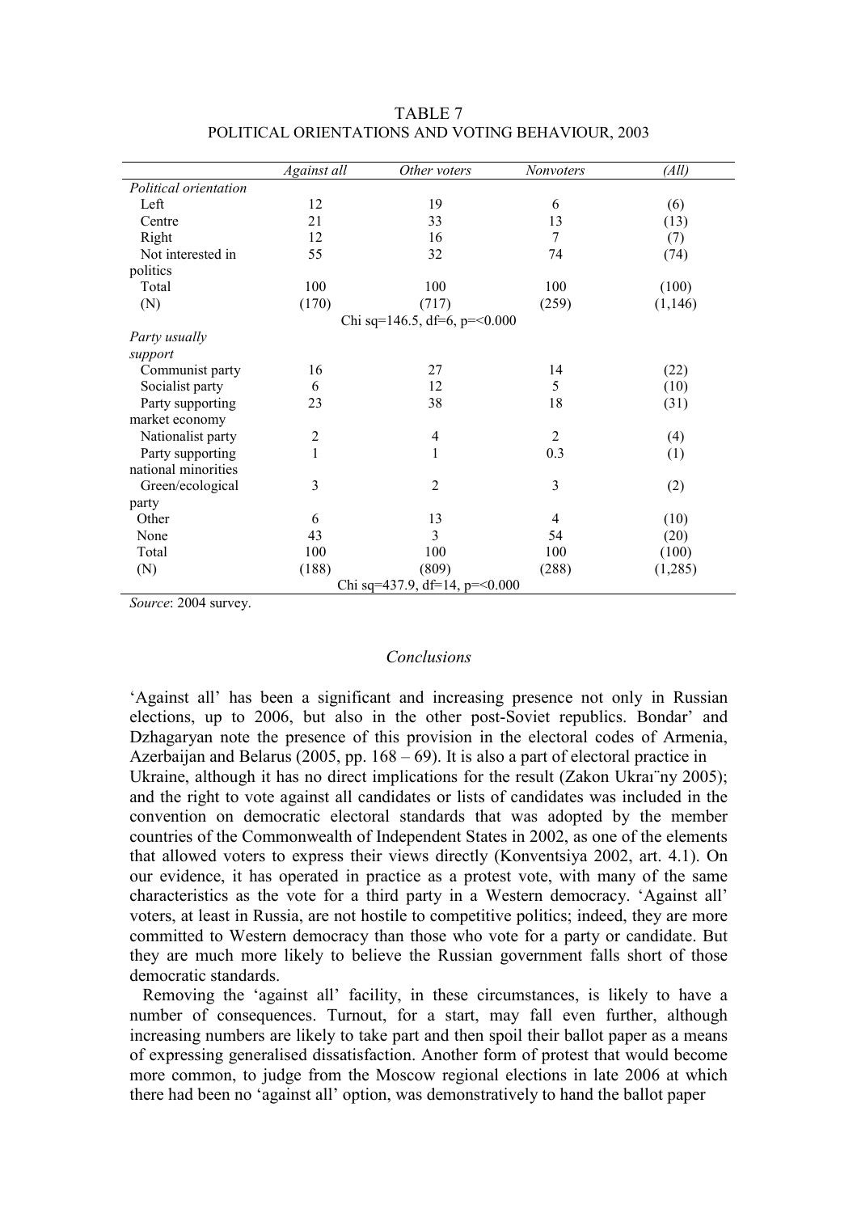TABLE 7
POLITICAL ORIENTATIONS AND VOTING BEHAVIOUR, 2003

| | *Against all* | *Other voters* | *Nonvoters* | *(All)* |
|---|---|---|---|---|
| *Political orientation* | | | | |
| Left | 12 | 19 | 6 | (6) |
| Centre | 21 | 33 | 13 | (13) |
| Right | 12 | 16 | 7 | (7) |
| Not interested in politics | 55 | 32 | 74 | (74) |
| Total | 100 | 100 | 100 | (100) |
| (N) | (170) | (717) | (259) | (1,146) |
| Chi sq=146.5, df=6, p=<0.000 | | | | |
| *Party usually support* | | | | |
| Communist party | 16 | 27 | 14 | (22) |
| Socialist party | 6 | 12 | 5 | (10) |
| Party supporting market economy | 23 | 38 | 18 | (31) |
| Nationalist party | 2 | 4 | 2 | (4) |
| Party supporting national minorities | 1 | 1 | 0.3 | (1) |
| Green/ecological party | 3 | 2 | 3 | (2) |
| Other | 6 | 13 | 4 | (10) |
| None | 43 | 3 | 54 | (20) |
| Total | 100 | 100 | 100 | (100) |
| (N) | (188) | (809) | (288) | (1,285) |
| Chi sq=437.9, df=14, p=<0.000 | | | | |

*Source*: 2004 survey.

## *Conclusions*

'Against all' has been a significant and increasing presence not only in Russian elections, up to 2006, but also in the other post-Soviet republics. Bondar' and Dzhagaryan note the presence of this provision in the electoral codes of Armenia, Azerbaijan and Belarus (2005, pp. 168 – 69). It is also a part of electoral practice in Ukraine, although it has no direct implications for the result (Zakon Ukraïny 2005); and the right to vote against all candidates or lists of candidates was included in the convention on democratic electoral standards that was adopted by the member countries of the Commonwealth of Independent States in 2002, as one of the elements that allowed voters to express their views directly (Konventsiya 2002, art. 4.1). On our evidence, it has operated in practice as a protest vote, with many of the same characteristics as the vote for a third party in a Western democracy. 'Against all' voters, at least in Russia, are not hostile to competitive politics; indeed, they are more committed to Western democracy than those who vote for a party or candidate. But they are much more likely to believe the Russian government falls short of those democratic standards.

Removing the 'against all' facility, in these circumstances, is likely to have a number of consequences. Turnout, for a start, may fall even further, although increasing numbers are likely to take part and then spoil their ballot paper as a means of expressing generalised dissatisfaction. Another form of protest that would become more common, to judge from the Moscow regional elections in late 2006 at which there had been no 'against all' option, was demonstratively to hand the ballot paper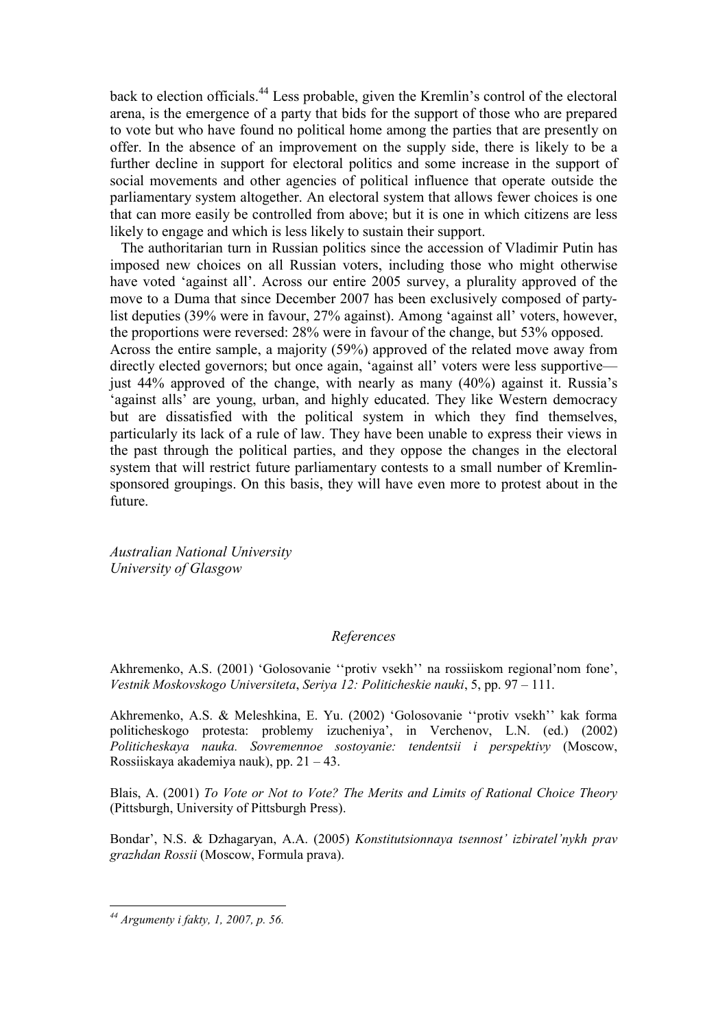back to election officials.[44] Less probable, given the Kremlin's control of the electoral arena, is the emergence of a party that bids for the support of those who are prepared to vote but who have found no political home among the parties that are presently on offer. In the absence of an improvement on the supply side, there is likely to be a further decline in support for electoral politics and some increase in the support of social movements and other agencies of political influence that operate outside the parliamentary system altogether. An electoral system that allows fewer choices is one that can more easily be controlled from above; but it is one in which citizens are less likely to engage and which is less likely to sustain their support.

The authoritarian turn in Russian politics since the accession of Vladimir Putin has imposed new choices on all Russian voters, including those who might otherwise have voted 'against all'. Across our entire 2005 survey, a plurality approved of the move to a Duma that since December 2007 has been exclusively composed of party-list deputies (39% were in favour, 27% against). Among 'against all' voters, however, the proportions were reversed: 28% were in favour of the change, but 53% opposed. Across the entire sample, a majority (59%) approved of the related move away from directly elected governors; but once again, 'against all' voters were less supportive—just 44% approved of the change, with nearly as many (40%) against it. Russia's 'against alls' are young, urban, and highly educated. They like Western democracy but are dissatisfied with the political system in which they find themselves, particularly its lack of a rule of law. They have been unable to express their views in the past through the political parties, and they oppose the changes in the electoral system that will restrict future parliamentary contests to a small number of Kremlin-sponsored groupings. On this basis, they will have even more to protest about in the future.

*Australian National University*
*University of Glasgow*

## *References*

Akhremenko, A.S. (2001) 'Golosovanie ''protiv vsekh'' na rossiiskom regional'nom fone', *Vestnik Moskovskogo Universiteta*, *Seriya 12: Politicheskie nauki*, 5, pp. 97 – 111.

Akhremenko, A.S. & Meleshkina, E. Yu. (2002) 'Golosovanie ''protiv vsekh'' kak forma politicheskogo protesta: problemy izucheniya', in Verchenov, L.N. (ed.) (2002) *Politicheskaya nauka. Sovremennoe sostoyanie: tendentsii i perspektivy* (Moscow, Rossiiskaya akademiya nauk), pp. 21 – 43.

Blais, A. (2001) *To Vote or Not to Vote? The Merits and Limits of Rational Choice Theory* (Pittsburgh, University of Pittsburgh Press).

Bondar', N.S. & Dzhagaryan, A.A. (2005) *Konstitutsionnaya tsennost' izbiratel'nykh prav grazhdan Rossii* (Moscow, Formula prava).

---

[44] *Argumenty i fakty, 1, 2007, p. 56.*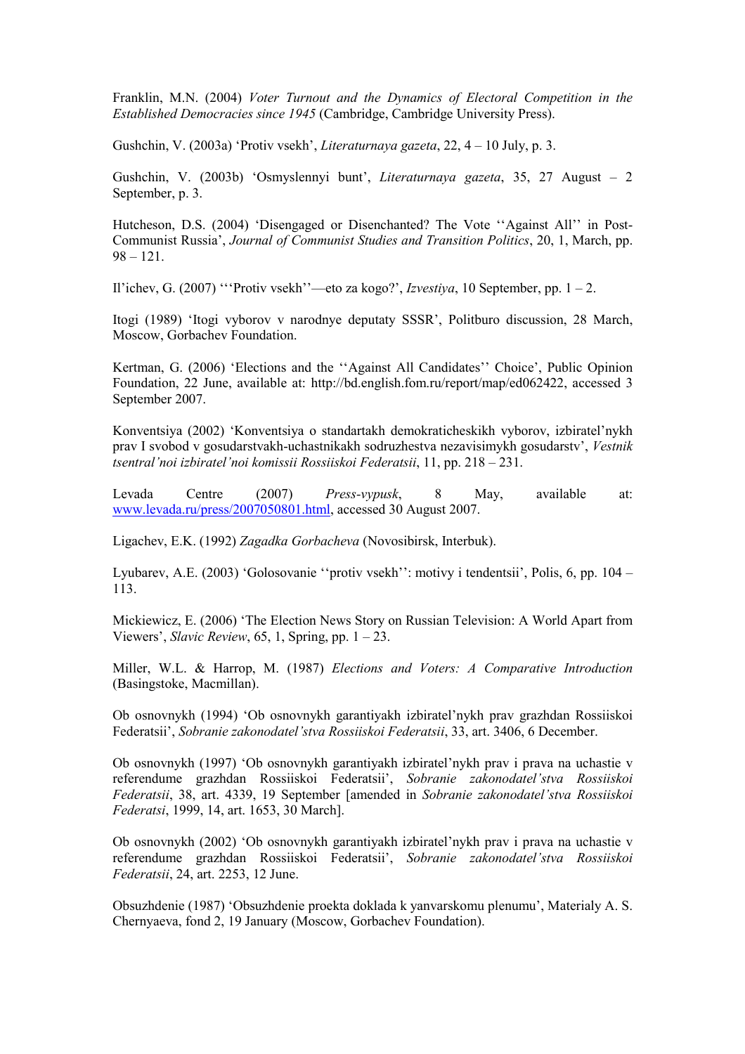Franklin, M.N. (2004) *Voter Turnout and the Dynamics of Electoral Competition in the Established Democracies since 1945* (Cambridge, Cambridge University Press).

Gushchin, V. (2003a) 'Protiv vsekh', *Literaturnaya gazeta*, 22, 4 – 10 July, p. 3.

Gushchin, V. (2003b) 'Osmyslennyi bunt', *Literaturnaya gazeta*, 35, 27 August – 2 September, p. 3.

Hutcheson, D.S. (2004) 'Disengaged or Disenchanted? The Vote ''Against All'' in Post-Communist Russia', *Journal of Communist Studies and Transition Politics*, 20, 1, March, pp. 98 – 121.

Il'ichev, G. (2007) '''Protiv vsekh''—eto za kogo?', *Izvestiya*, 10 September, pp. 1 – 2.

Itogi (1989) 'Itogi vyborov v narodnye deputaty SSSR', Politburo discussion, 28 March, Moscow, Gorbachev Foundation.

Kertman, G. (2006) 'Elections and the ''Against All Candidates'' Choice', Public Opinion Foundation, 22 June, available at: http://bd.english.fom.ru/report/map/ed062422, accessed 3 September 2007.

Konventsiya (2002) 'Konventsiya o standartakh demokraticheskikh vyborov, izbiratel'nykh prav I svobod v gosudarstvakh-uchastnikakh sodruzhestva nezavisimykh gosudarstv', *Vestnik tsentral'noi izbiratel'noi komissii Rossiiskoi Federatsii*, 11, pp. 218 – 231.

Levada Centre (2007) *Press-vypusk*, 8 May, available at: www.levada.ru/press/2007050801.html, accessed 30 August 2007.

Ligachev, E.K. (1992) *Zagadka Gorbacheva* (Novosibirsk, Interbuk).

Lyubarev, A.E. (2003) 'Golosovanie ''protiv vsekh'': motivy i tendentsii', Polis, 6, pp. 104 – 113.

Mickiewicz, E. (2006) 'The Election News Story on Russian Television: A World Apart from Viewers', *Slavic Review*, 65, 1, Spring, pp. 1 – 23.

Miller, W.L. & Harrop, M. (1987) *Elections and Voters: A Comparative Introduction* (Basingstoke, Macmillan).

Ob osnovnykh (1994) 'Ob osnovnykh garantiyakh izbiratel'nykh prav grazhdan Rossiiskoi Federatsii', *Sobranie zakonodatel'stva Rossiiskoi Federatsii*, 33, art. 3406, 6 December.

Ob osnovnykh (1997) 'Ob osnovnykh garantiyakh izbiratel'nykh prav i prava na uchastie v referendume grazhdan Rossiiskoi Federatsii', *Sobranie zakonodatel'stva Rossiiskoi Federatsii*, 38, art. 4339, 19 September [amended in *Sobranie zakonodatel'stva Rossiiskoi Federatsi*, 1999, 14, art. 1653, 30 March].

Ob osnovnykh (2002) 'Ob osnovnykh garantiyakh izbiratel'nykh prav i prava na uchastie v referendume grazhdan Rossiiskoi Federatsii', *Sobranie zakonodatel'stva Rossiiskoi Federatsii*, 24, art. 2253, 12 June.

Obsuzhdenie (1987) 'Obsuzhdenie proekta doklada k yanvarskomu plenumu', Materialy A. S. Chernyaeva, fond 2, 19 January (Moscow, Gorbachev Foundation).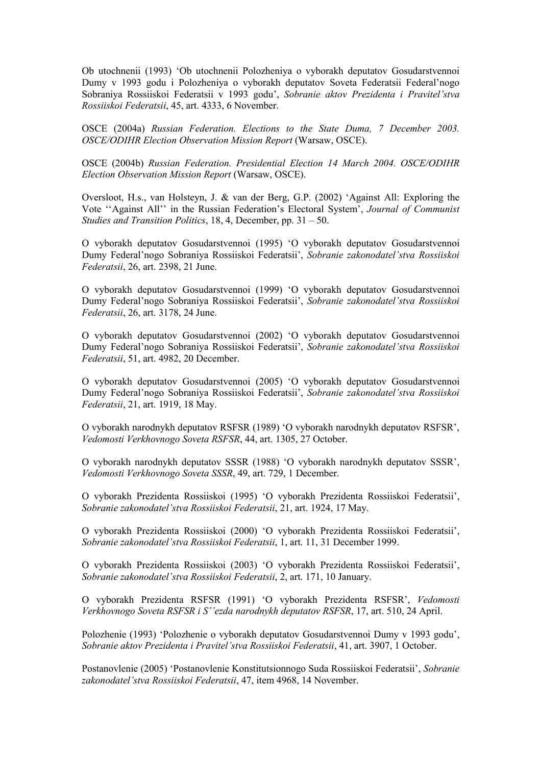Ob utochnenii (1993) 'Ob utochnenii Polozheniya o vyborakh deputatov Gosudarstvennoi Dumy v 1993 godu i Polozheniya o vyborakh deputatov Soveta Federatsii Federal'nogo Sobraniya Rossiiskoi Federatsii v 1993 godu', *Sobranie aktov Prezidenta i Pravitel'stva Rossiiskoi Federatsii*, 45, art. 4333, 6 November.

OSCE (2004a) *Russian Federation. Elections to the State Duma, 7 December 2003. OSCE/ODIHR Election Observation Mission Report* (Warsaw, OSCE).

OSCE (2004b) *Russian Federation. Presidential Election 14 March 2004. OSCE/ODIHR Election Observation Mission Report* (Warsaw, OSCE).

Oversloot, H.s., van Holsteyn, J. & van der Berg, G.P. (2002) 'Against All: Exploring the Vote ''Against All'' in the Russian Federation's Electoral System', *Journal of Communist Studies and Transition Politics*, 18, 4, December, pp. 31 – 50.

O vyborakh deputatov Gosudarstvennoi (1995) 'O vyborakh deputatov Gosudarstvennoi Dumy Federal'nogo Sobraniya Rossiiskoi Federatsii', *Sobranie zakonodatel'stva Rossiiskoi Federatsii*, 26, art. 2398, 21 June.

O vyborakh deputatov Gosudarstvennoi (1999) 'O vyborakh deputatov Gosudarstvennoi Dumy Federal'nogo Sobraniya Rossiiskoi Federatsii', *Sobranie zakonodatel'stva Rossiiskoi Federatsii*, 26, art. 3178, 24 June.

O vyborakh deputatov Gosudarstvennoi (2002) 'O vyborakh deputatov Gosudarstvennoi Dumy Federal'nogo Sobraniya Rossiiskoi Federatsii', *Sobranie zakonodatel'stva Rossiiskoi Federatsii*, 51, art. 4982, 20 December.

O vyborakh deputatov Gosudarstvennoi (2005) 'O vyborakh deputatov Gosudarstvennoi Dumy Federal'nogo Sobraniya Rossiiskoi Federatsii', *Sobranie zakonodatel'stva Rossiiskoi Federatsii*, 21, art. 1919, 18 May.

O vyborakh narodnykh deputatov RSFSR (1989) 'O vyborakh narodnykh deputatov RSFSR', *Vedomosti Verkhovnogo Soveta RSFSR*, 44, art. 1305, 27 October.

O vyborakh narodnykh deputatov SSSR (1988) 'O vyborakh narodnykh deputatov SSSR', *Vedomosti Verkhovnogo Soveta SSSR*, 49, art. 729, 1 December.

O vyborakh Prezidenta Rossiiskoi (1995) 'O vyborakh Prezidenta Rossiiskoi Federatsii', *Sobranie zakonodatel'stva Rossiiskoi Federatsii*, 21, art. 1924, 17 May.

O vyborakh Prezidenta Rossiiskoi (2000) 'O vyborakh Prezidenta Rossiiskoi Federatsii', *Sobranie zakonodatel'stva Rossiiskoi Federatsii*, 1, art. 11, 31 December 1999.

O vyborakh Prezidenta Rossiiskoi (2003) 'O vyborakh Prezidenta Rossiiskoi Federatsii', *Sobranie zakonodatel'stva Rossiiskoi Federatsii*, 2, art. 171, 10 January.

O vyborakh Prezidenta RSFSR (1991) 'O vyborakh Prezidenta RSFSR', *Vedomosti Verkhovnogo Soveta RSFSR i S''ezda narodnykh deputatov RSFSR*, 17, art. 510, 24 April.

Polozhenie (1993) 'Polozhenie o vyborakh deputatov Gosudarstvennoi Dumy v 1993 godu', *Sobranie aktov Prezidenta i Pravitel'stva Rossiiskoi Federatsii*, 41, art. 3907, 1 October.

Postanovlenie (2005) 'Postanovlenie Konstitutsionnogo Suda Rossiiskoi Federatsii', *Sobranie zakonodatel'stva Rossiiskoi Federatsii*, 47, item 4968, 14 November.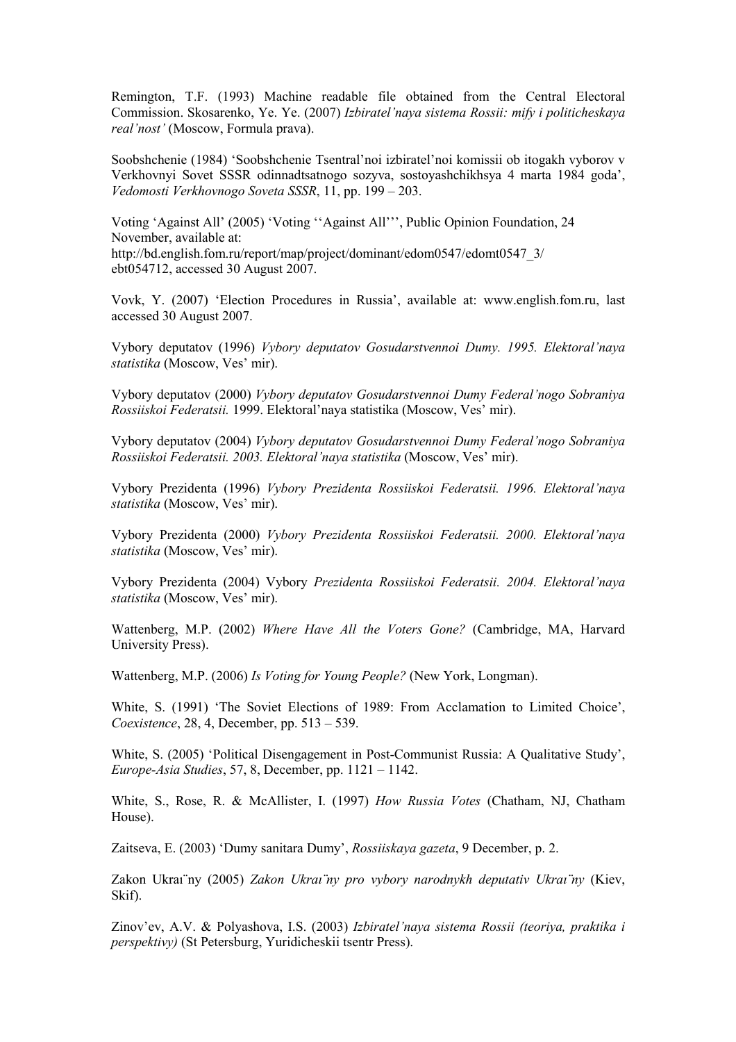Remington, T.F. (1993) Machine readable file obtained from the Central Electoral Commission. Skosarenko, Ye. Ye. (2007) *Izbiratel'naya sistema Rossii: mify i politicheskaya real'nost'* (Moscow, Formula prava).

Soobshchenie (1984) 'Soobshchenie Tsentral'noi izbiratel'noi komissii ob itogakh vyborov v Verkhovnyi Sovet SSSR odinnadtsatnogo sozyva, sostoyashchikhsya 4 marta 1984 goda', *Vedomosti Verkhovnogo Soveta SSSR*, 11, pp. 199 – 203.

Voting 'Against All' (2005) 'Voting ''Against All''', Public Opinion Foundation, 24 November, available at: http://bd.english.fom.ru/report/map/project/dominant/edom0547/edomt0547_3/ebt054712, accessed 30 August 2007.

Vovk, Y. (2007) 'Election Procedures in Russia', available at: www.english.fom.ru, last accessed 30 August 2007.

Vybory deputatov (1996) *Vybory deputatov Gosudarstvennoi Dumy. 1995. Elektoral'naya statistika* (Moscow, Ves' mir).

Vybory deputatov (2000) *Vybory deputatov Gosudarstvennoi Dumy Federal'nogo Sobraniya Rossiiskoi Federatsii.* 1999. Elektoral'naya statistika (Moscow, Ves' mir).

Vybory deputatov (2004) *Vybory deputatov Gosudarstvennoi Dumy Federal'nogo Sobraniya Rossiiskoi Federatsii. 2003. Elektoral'naya statistika* (Moscow, Ves' mir).

Vybory Prezidenta (1996) *Vybory Prezidenta Rossiiskoi Federatsii. 1996. Elektoral'naya statistika* (Moscow, Ves' mir).

Vybory Prezidenta (2000) *Vybory Prezidenta Rossiiskoi Federatsii. 2000. Elektoral'naya statistika* (Moscow, Ves' mir).

Vybory Prezidenta (2004) Vybory *Prezidenta Rossiiskoi Federatsii. 2004. Elektoral'naya statistika* (Moscow, Ves' mir).

Wattenberg, M.P. (2002) *Where Have All the Voters Gone?* (Cambridge, MA, Harvard University Press).

Wattenberg, M.P. (2006) *Is Voting for Young People?* (New York, Longman).

White, S. (1991) 'The Soviet Elections of 1989: From Acclamation to Limited Choice', *Coexistence*, 28, 4, December, pp. 513 – 539.

White, S. (2005) 'Political Disengagement in Post-Communist Russia: A Qualitative Study', *Europe-Asia Studies*, 57, 8, December, pp. 1121 – 1142.

White, S., Rose, R. & McAllister, I. (1997) *How Russia Votes* (Chatham, NJ, Chatham House).

Zaitseva, E. (2003) 'Dumy sanitara Dumy', *Rossiiskaya gazeta*, 9 December, p. 2.

Zakon Ukraı¨ny (2005) *Zakon Ukraı¨ny pro vybory narodnykh deputativ Ukraı¨ny* (Kiev, Skif).

Zinov'ev, A.V. & Polyashova, I.S. (2003) *Izbiratel'naya sistema Rossii (teoriya, praktika i perspektivy)* (St Petersburg, Yuridicheskii tsentr Press).